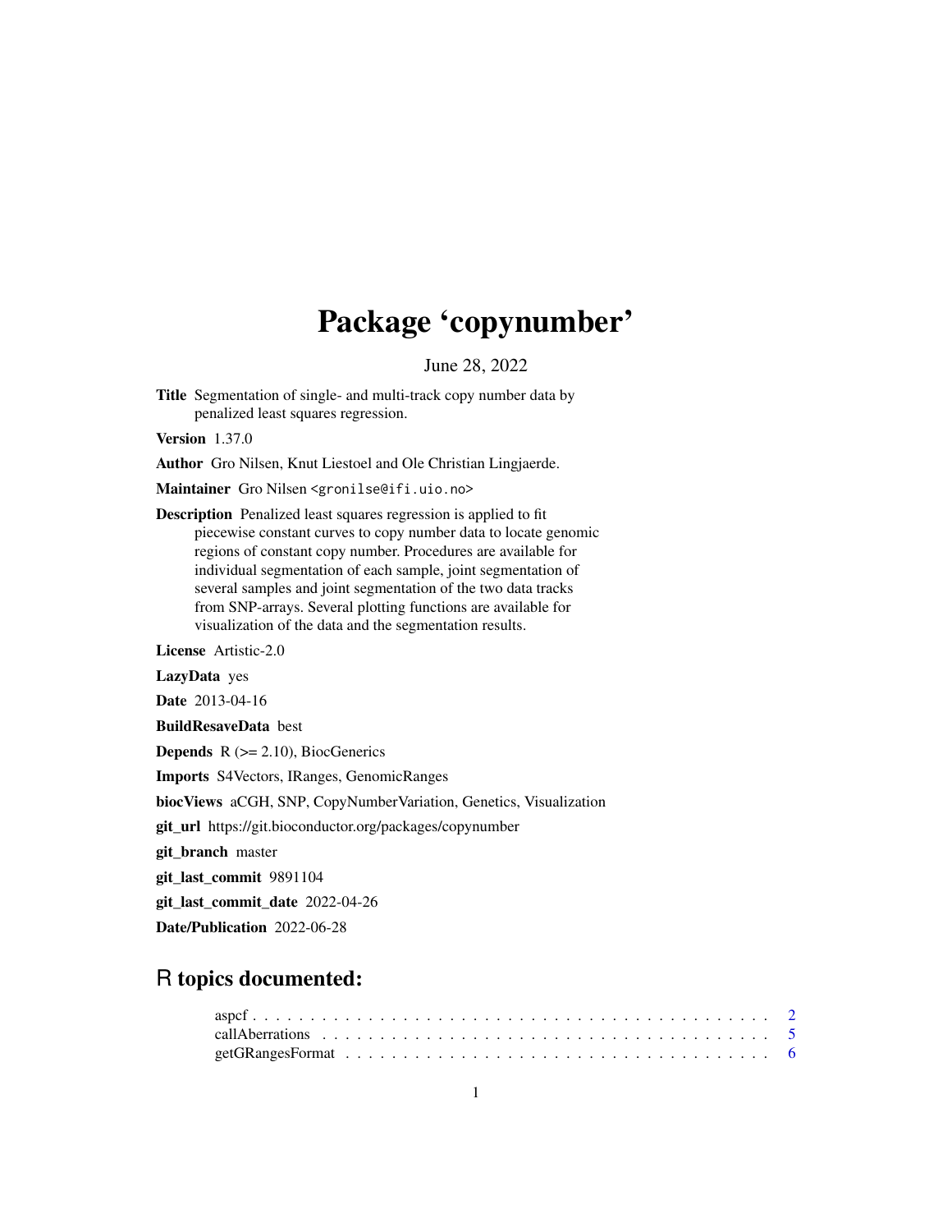# Package 'copynumber'

June 28, 2022

**Title** Segmentation of single- and multi-track copy number data by penalized least squares regression.

**Version** 1.37.0

**Author** Gro Nilsen, Knut Liestoel and Ole Christian Lingjaerde.

**Maintainer** Gro Nilsen <gronilse@ifi.uio.no>

**Description** Penalized least squares regression is applied to fit piecewise constant curves to copy number data to locate genomic regions of constant copy number. Procedures are available for individual segmentation of each sample, joint segmentation of several samples and joint segmentation of the two data tracks from SNP-arrays. Several plotting functions are available for visualization of the data and the segmentation results.

**License** Artistic-2.0

**LazyData** yes

**Date** 2013-04-16

**BuildResaveData** best

**Depends** R (>= 2.10), BiocGenerics

**Imports** S4Vectors, IRanges, GenomicRanges

**biocViews** aCGH, SNP, CopyNumberVariation, Genetics, Visualization

**git_url** https://git.bioconductor.org/packages/copynumber

**git_branch** master

**git_last_commit** 9891104

**git_last_commit_date** 2022-04-26

**Date/Publication** 2022-06-28

## R topics documented:

aspcf . . . . . . . . . . . . . . . . . . . . . . . . . . . . . . . . . . . . . . . . . . . . 2
callAberrations . . . . . . . . . . . . . . . . . . . . . . . . . . . . . . . . . . . . . . . 5
getGRangesFormat . . . . . . . . . . . . . . . . . . . . . . . . . . . . . . . . . . . . . . 6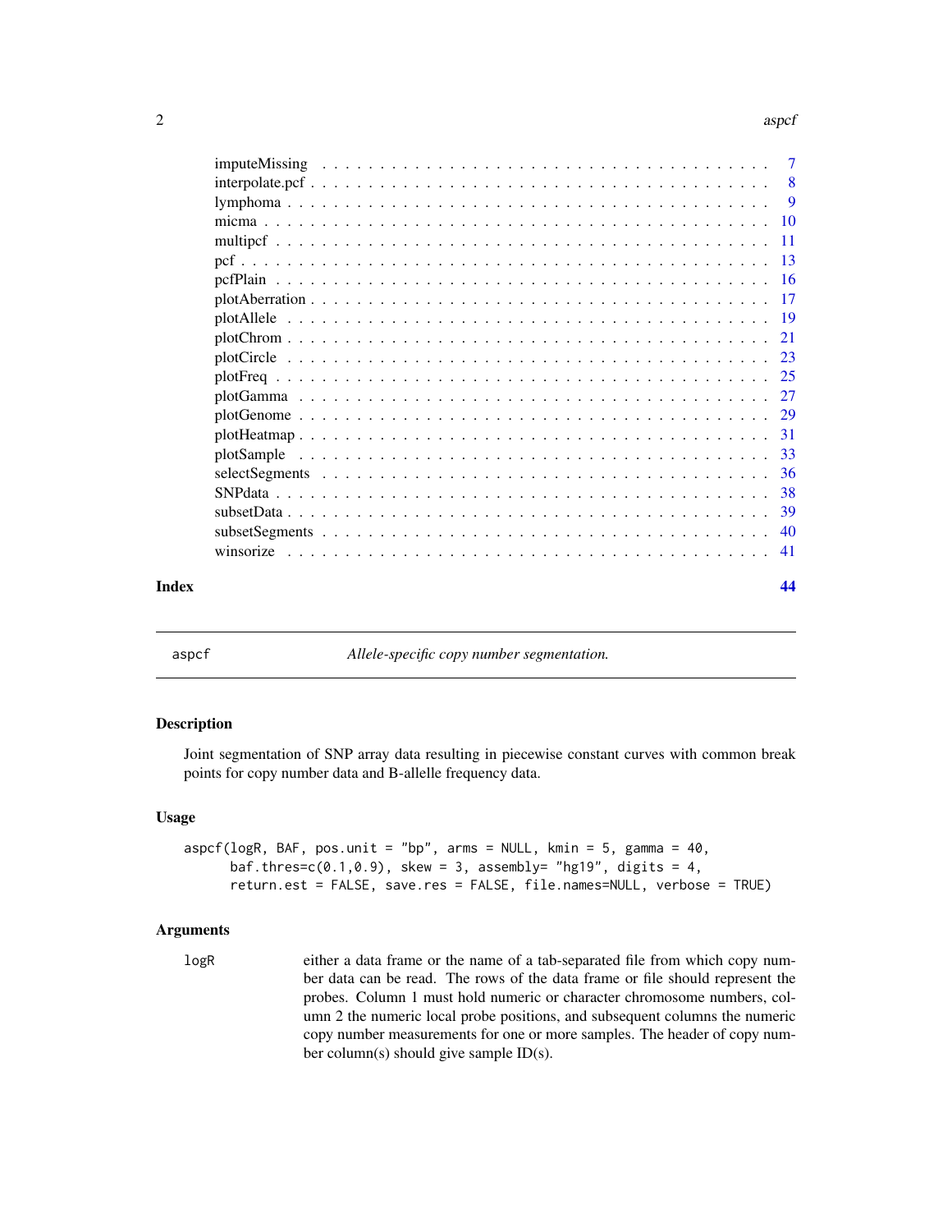| | |
|---|---|
| imputeMissing | 7 |
| interpolate.pcf | 8 |
| lymphoma | 9 |
| micma | 10 |
| multipcf | 11 |
| pcf | 13 |
| pcfPlain | 16 |
| plotAberration | 17 |
| plotAllele | 19 |
| plotChrom | 21 |
| plotCircle | 23 |
| plotFreq | 25 |
| plotGamma | 27 |
| plotGenome | 29 |
| plotHeatmap | 31 |
| plotSample | 33 |
| selectSegments | 36 |
| SNPdata | 38 |
| subsetData | 39 |
| subsetSegments | 40 |
| winsorize | 41 |

**Index** 44

---

## aspcf — *Allele-specific copy number segmentation.*

### Description

Joint segmentation of SNP array data resulting in piecewise constant curves with common break points for copy number data and B-allelle frequency data.

### Usage

```
aspcf(logR, BAF, pos.unit = "bp", arms = NULL, kmin = 5, gamma = 40,
      baf.thres=c(0.1,0.9), skew = 3, assembly= "hg19", digits = 4,
      return.est = FALSE, save.res = FALSE, file.names=NULL, verbose = TRUE)
```

### Arguments

`logR` either a data frame or the name of a tab-separated file from which copy number data can be read. The rows of the data frame or file should represent the probes. Column 1 must hold numeric or character chromosome numbers, column 2 the numeric local probe positions, and subsequent columns the numeric copy number measurements for one or more samples. The header of copy number column(s) should give sample ID(s).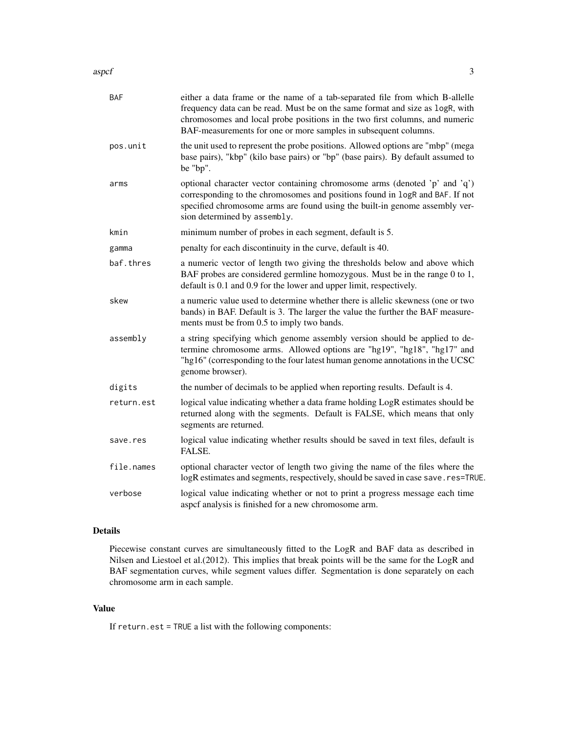| | |
|---|---|
| BAF | either a data frame or the name of a tab-separated file from which B-allelle frequency data can be read. Must be on the same format and size as `logR`, with chromosomes and local probe positions in the two first columns, and numeric BAF-measurements for one or more samples in subsequent columns. |
| pos.unit | the unit used to represent the probe positions. Allowed options are "mbp" (mega base pairs), "kbp" (kilo base pairs) or "bp" (base pairs). By default assumed to be "bp". |
| arms | optional character vector containing chromosome arms (denoted 'p' and 'q') corresponding to the chromosomes and positions found in `logR` and `BAF`. If not specified chromosome arms are found using the built-in genome assembly version determined by `assembly`. |
| kmin | minimum number of probes in each segment, default is 5. |
| gamma | penalty for each discontinuity in the curve, default is 40. |
| baf.thres | a numeric vector of length two giving the thresholds below and above which BAF probes are considered germline homozygous. Must be in the range 0 to 1, default is 0.1 and 0.9 for the lower and upper limit, respectively. |
| skew | a numeric value used to determine whether there is allelic skewness (one or two bands) in BAF. Default is 3. The larger the value the further the BAF measurements must be from 0.5 to imply two bands. |
| assembly | a string specifying which genome assembly version should be applied to determine chromosome arms. Allowed options are "hg19", "hg18", "hg17" and "hg16" (corresponding to the four latest human genome annotations in the UCSC genome browser). |
| digits | the number of decimals to be applied when reporting results. Default is 4. |
| return.est | logical value indicating whether a data frame holding LogR estimates should be returned along with the segments. Default is FALSE, which means that only segments are returned. |
| save.res | logical value indicating whether results should be saved in text files, default is FALSE. |
| file.names | optional character vector of length two giving the name of the files where the logR estimates and segments, respectively, should be saved in case `save.res=TRUE`. |
| verbose | logical value indicating whether or not to print a progress message each time aspcf analysis is finished for a new chromosome arm. |

## Details

Piecewise constant curves are simultaneously fitted to the LogR and BAF data as described in Nilsen and Liestoel et al.(2012). This implies that break points will be the same for the LogR and BAF segmentation curves, while segment values differ. Segmentation is done separately on each chromosome arm in each sample.

## Value

If `return.est = TRUE` a list with the following components: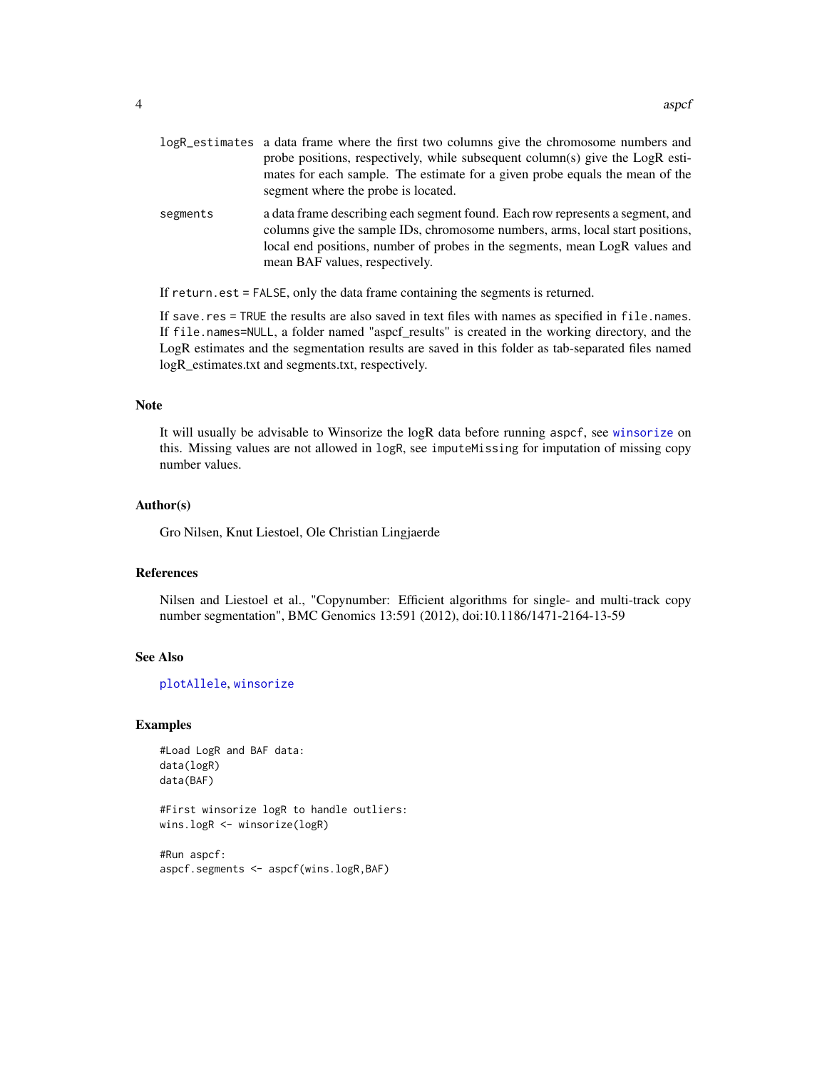logR_estimates
: a data frame where the first two columns give the chromosome numbers and probe positions, respectively, while subsequent column(s) give the LogR estimates for each sample. The estimate for a given probe equals the mean of the segment where the probe is located.

segments
: a data frame describing each segment found. Each row represents a segment, and columns give the sample IDs, chromosome numbers, arms, local start positions, local end positions, number of probes in the segments, mean LogR values and mean BAF values, respectively.

If `return.est = FALSE`, only the data frame containing the segments is returned.

If `save.res = TRUE` the results are also saved in text files with names as specified in `file.names`. If `file.names=NULL`, a folder named "aspcf_results" is created in the working directory, and the LogR estimates and the segmentation results are saved in this folder as tab-separated files named logR_estimates.txt and segments.txt, respectively.

### Note

It will usually be advisable to Winsorize the logR data before running `aspcf`, see `winsorize` on this. Missing values are not allowed in `logR`, see `imputeMissing` for imputation of missing copy number values.

### Author(s)

Gro Nilsen, Knut Liestoel, Ole Christian Lingjaerde

### References

Nilsen and Liestoel et al., "Copynumber: Efficient algorithms for single- and multi-track copy number segmentation", BMC Genomics 13:591 (2012), doi:10.1186/1471-2164-13-59

### See Also

`plotAllele`, `winsorize`

### Examples

```
#Load LogR and BAF data:
data(logR)
data(BAF)

#First winsorize logR to handle outliers:
wins.logR <- winsorize(logR)

#Run aspcf:
aspcf.segments <- aspcf(wins.logR,BAF)
```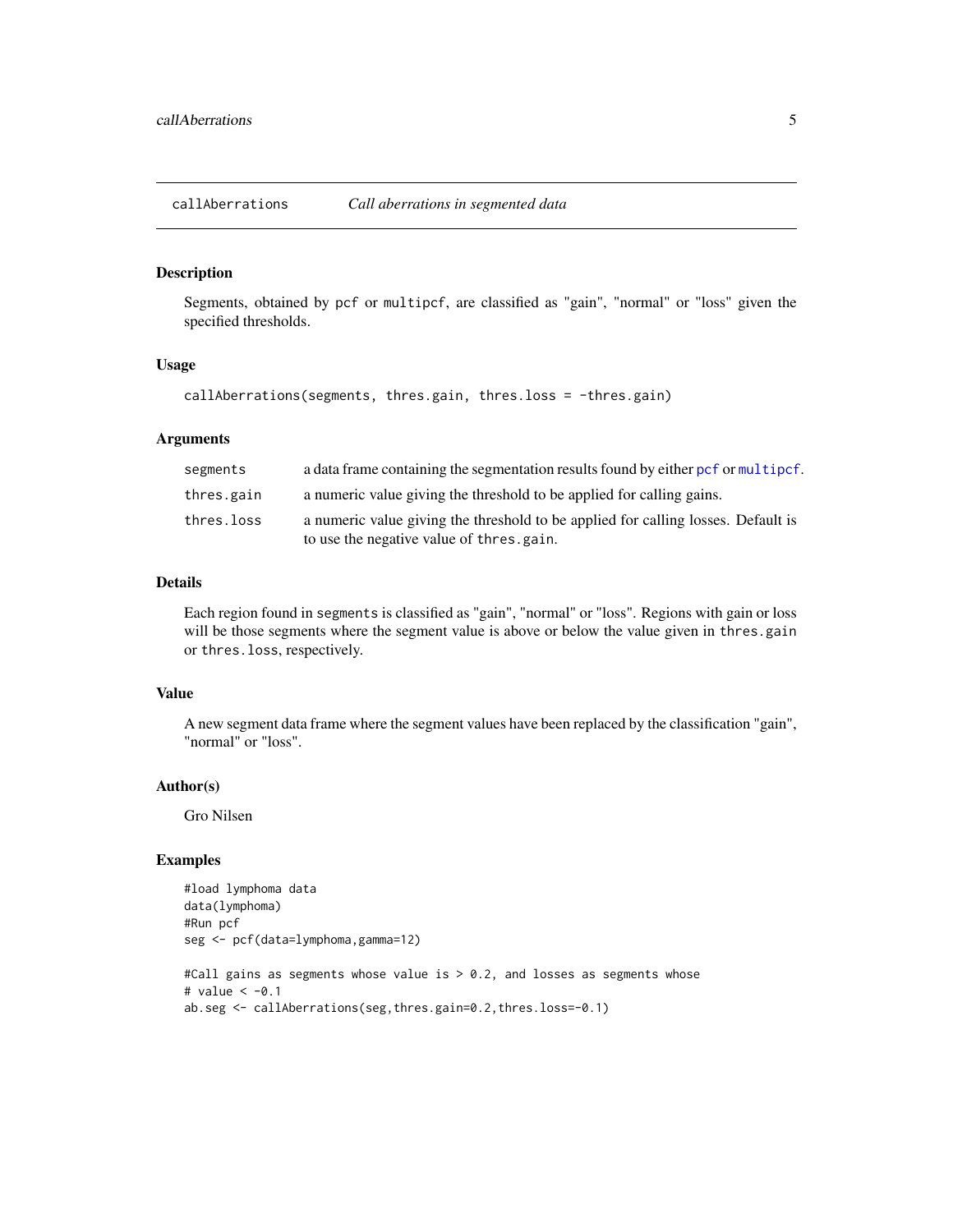## callAberrations *Call aberrations in segmented data*

### Description

Segments, obtained by pcf or multipcf, are classified as "gain", "normal" or "loss" given the specified thresholds.

### Usage

```
callAberrations(segments, thres.gain, thres.loss = -thres.gain)
```

### Arguments

| | |
|---|---|
| segments | a data frame containing the segmentation results found by either pcf or multipcf. |
| thres.gain | a numeric value giving the threshold to be applied for calling gains. |
| thres.loss | a numeric value giving the threshold to be applied for calling losses. Default is to use the negative value of thres.gain. |

### Details

Each region found in segments is classified as "gain", "normal" or "loss". Regions with gain or loss will be those segments where the segment value is above or below the value given in thres.gain or thres.loss, respectively.

### Value

A new segment data frame where the segment values have been replaced by the classification "gain", "normal" or "loss".

### Author(s)

Gro Nilsen

### Examples

```
#load lymphoma data
data(lymphoma)
#Run pcf
seg <- pcf(data=lymphoma,gamma=12)

#Call gains as segments whose value is > 0.2, and losses as segments whose
# value < -0.1
ab.seg <- callAberrations(seg,thres.gain=0.2,thres.loss=-0.1)
```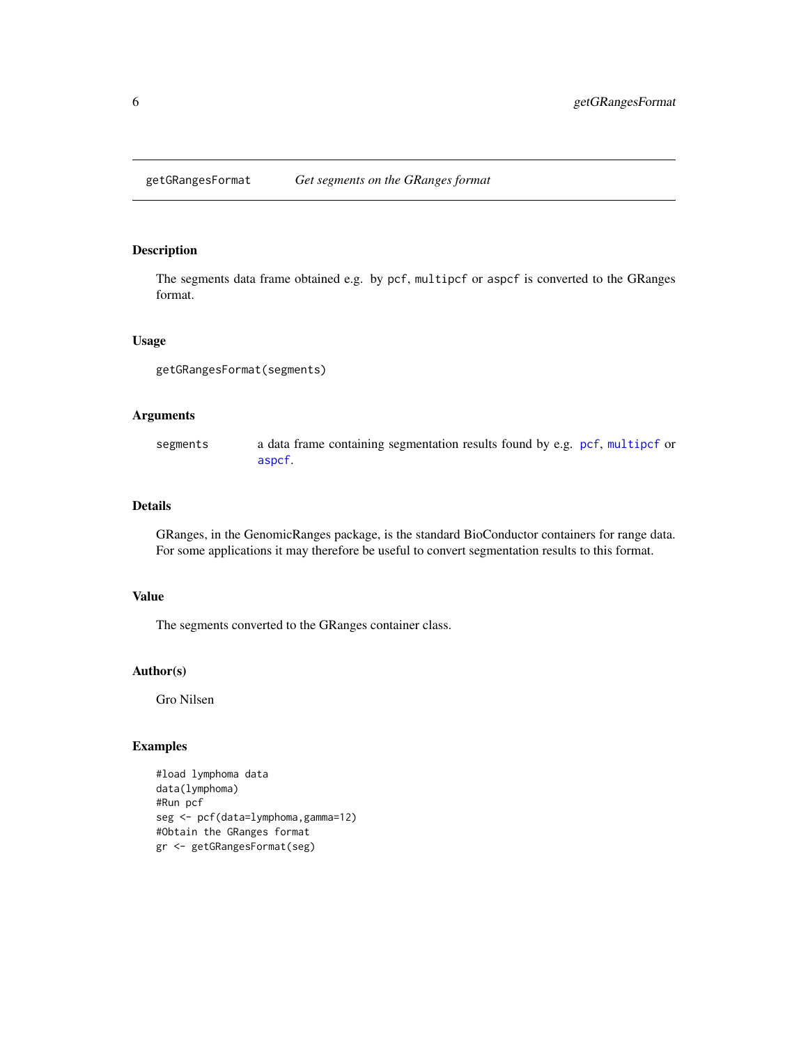# getGRangesFormat — *Get segments on the GRanges format*

## Description

The segments data frame obtained e.g. by `pcf`, `multipcf` or `aspcf` is converted to the GRanges format.

## Usage

```
getGRangesFormat(segments)
```

## Arguments

| | |
|---|---|
| `segments` | a data frame containing segmentation results found by e.g. `pcf`, `multipcf` or `aspcf`. |

## Details

GRanges, in the GenomicRanges package, is the standard BioConductor containers for range data. For some applications it may therefore be useful to convert segmentation results to this format.

## Value

The segments converted to the GRanges container class.

## Author(s)

Gro Nilsen

## Examples

```
#load lymphoma data
data(lymphoma)
#Run pcf
seg <- pcf(data=lymphoma,gamma=12)
#Obtain the GRanges format
gr <- getGRangesFormat(seg)
```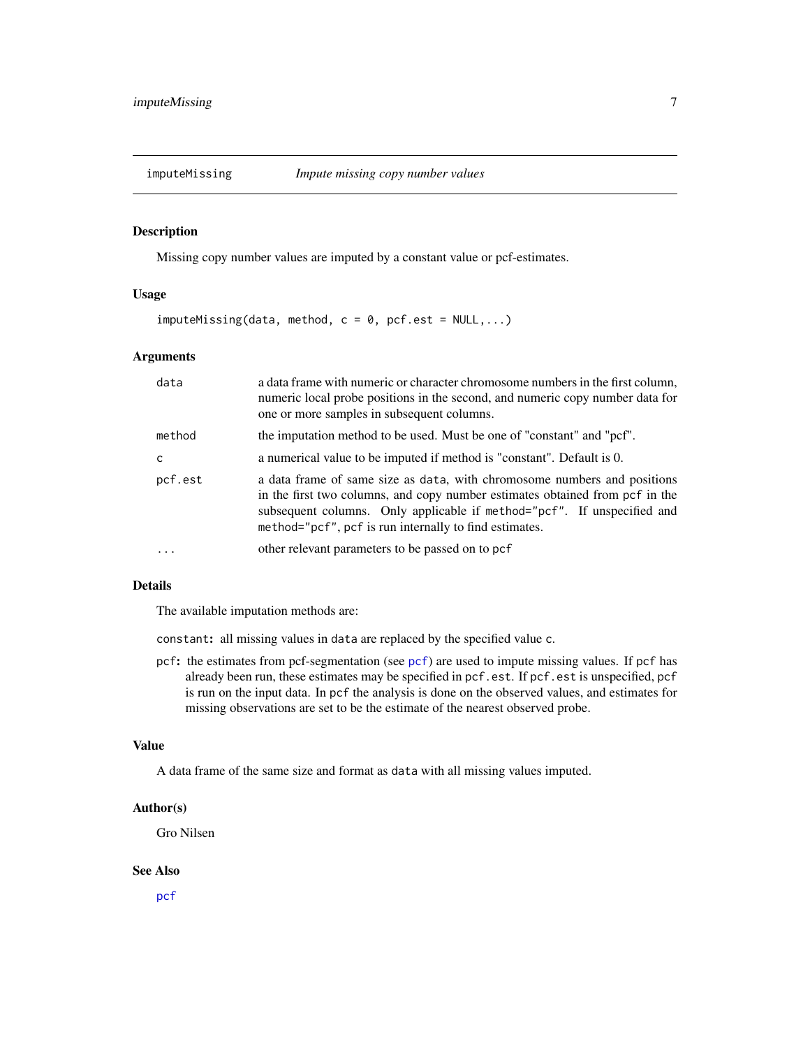## imputeMissing *Impute missing copy number values*

### Description

Missing copy number values are imputed by a constant value or pcf-estimates.

### Usage

```
imputeMissing(data, method, c = 0, pcf.est = NULL,...)
```

### Arguments

| | |
|---|---|
| `data` | a data frame with numeric or character chromosome numbers in the first column, numeric local probe positions in the second, and numeric copy number data for one or more samples in subsequent columns. |
| `method` | the imputation method to be used. Must be one of "constant" and "pcf". |
| `c` | a numerical value to be imputed if method is "constant". Default is 0. |
| `pcf.est` | a data frame of same size as `data`, with chromosome numbers and positions in the first two columns, and copy number estimates obtained from `pcf` in the subsequent columns. Only applicable if `method="pcf"`. If unspecified and `method="pcf"`, `pcf` is run internally to find estimates. |
| `...` | other relevant parameters to be passed on to `pcf` |

### Details

The available imputation methods are:

`constant`**:** all missing values in `data` are replaced by the specified value `c`.

`pcf`**:** the estimates from pcf-segmentation (see `pcf`) are used to impute missing values. If `pcf` has already been run, these estimates may be specified in `pcf.est`. If `pcf.est` is unspecified, `pcf` is run on the input data. In `pcf` the analysis is done on the observed values, and estimates for missing observations are set to be the estimate of the nearest observed probe.

### Value

A data frame of the same size and format as `data` with all missing values imputed.

### Author(s)

Gro Nilsen

### See Also

`pcf`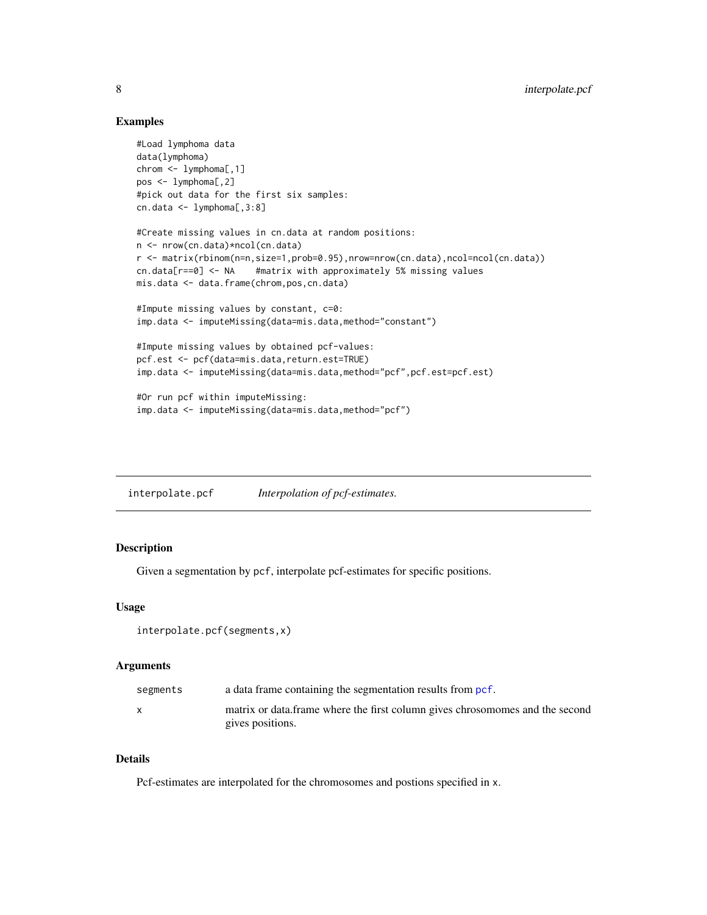### Examples

```
#Load lymphoma data
data(lymphoma)
chrom <- lymphoma[,1]
pos <- lymphoma[,2]
#pick out data for the first six samples:
cn.data <- lymphoma[,3:8]

#Create missing values in cn.data at random positions:
n <- nrow(cn.data)*ncol(cn.data)
r <- matrix(rbinom(n=n,size=1,prob=0.95),nrow=nrow(cn.data),ncol=ncol(cn.data))
cn.data[r==0] <- NA    #matrix with approximately 5% missing values
mis.data <- data.frame(chrom,pos,cn.data)

#Impute missing values by constant, c=0:
imp.data <- imputeMissing(data=mis.data,method="constant")

#Impute missing values by obtained pcf-values:
pcf.est <- pcf(data=mis.data,return.est=TRUE)
imp.data <- imputeMissing(data=mis.data,method="pcf",pcf.est=pcf.est)

#Or run pcf within imputeMissing:
imp.data <- imputeMissing(data=mis.data,method="pcf")
```

---

## interpolate.pcf — *Interpolation of pcf-estimates.*

---

### Description

Given a segmentation by pcf, interpolate pcf-estimates for specific positions.

### Usage

```
interpolate.pcf(segments,x)
```

### Arguments

| | |
|---|---|
| segments | a data frame containing the segmentation results from pcf. |
| x | matrix or data.frame where the first column gives chrosomomes and the second gives positions. |

### Details

Pcf-estimates are interpolated for the chromosomes and postions specified in x.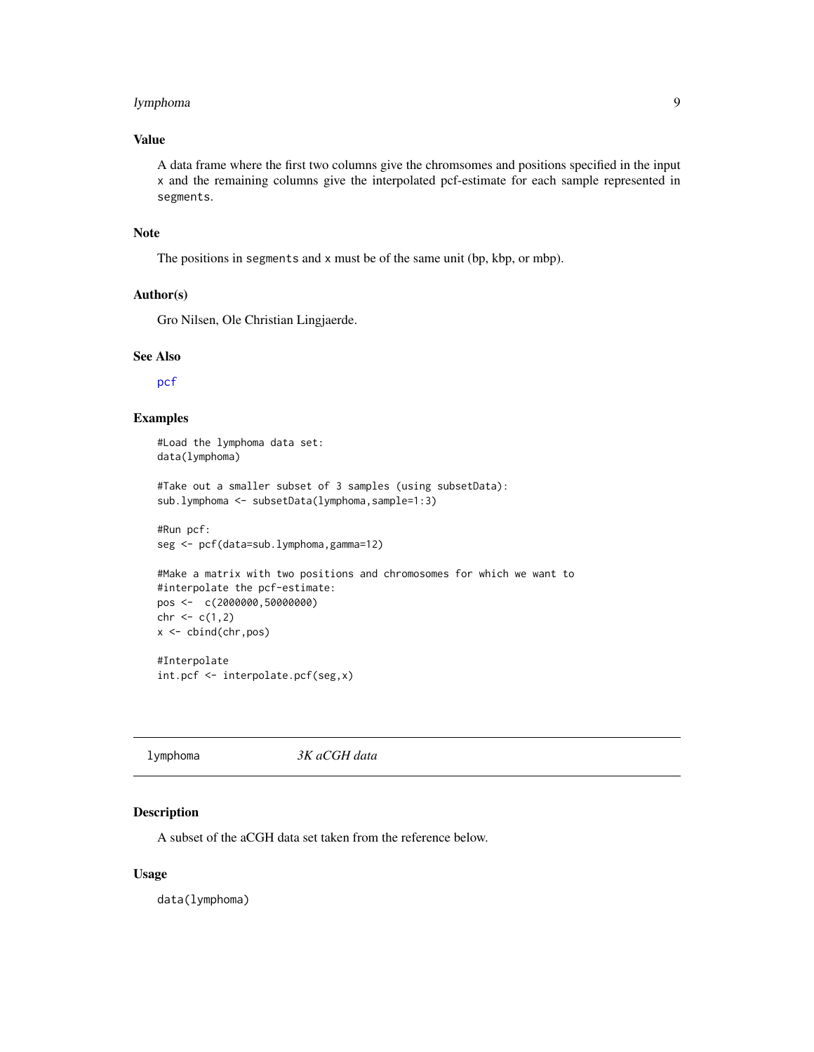### Value

A data frame where the first two columns give the chromsomes and positions specified in the input `x` and the remaining columns give the interpolated pcf-estimate for each sample represented in `segments`.

### Note

The positions in `segments` and `x` must be of the same unit (bp, kbp, or mbp).

### Author(s)

Gro Nilsen, Ole Christian Lingjaerde.

### See Also

`pcf`

### Examples

```
#Load the lymphoma data set:
data(lymphoma)

#Take out a smaller subset of 3 samples (using subsetData):
sub.lymphoma <- subsetData(lymphoma,sample=1:3)

#Run pcf:
seg <- pcf(data=sub.lymphoma,gamma=12)

#Make a matrix with two positions and chromosomes for which we want to
#interpolate the pcf-estimate:
pos <-  c(2000000,50000000)
chr <- c(1,2)
x <- cbind(chr,pos)

#Interpolate
int.pcf <- interpolate.pcf(seg,x)
```

---

## lymphoma    *3K aCGH data*

### Description

A subset of the aCGH data set taken from the reference below.

### Usage

```
data(lymphoma)
```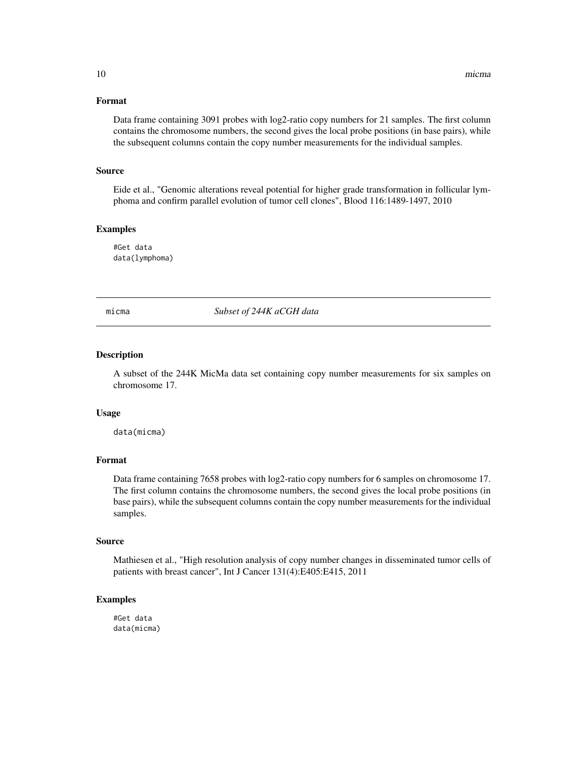### Format

Data frame containing 3091 probes with log2-ratio copy numbers for 21 samples. The first column contains the chromosome numbers, the second gives the local probe positions (in base pairs), while the subsequent columns contain the copy number measurements for the individual samples.

### Source

Eide et al., "Genomic alterations reveal potential for higher grade transformation in follicular lymphoma and confirm parallel evolution of tumor cell clones", Blood 116:1489-1497, 2010

### Examples

```
#Get data
data(lymphoma)
```

---

## micma *Subset of 244K aCGH data*

---

### Description

A subset of the 244K MicMa data set containing copy number measurements for six samples on chromosome 17.

### Usage

```
data(micma)
```

### Format

Data frame containing 7658 probes with log2-ratio copy numbers for 6 samples on chromosome 17. The first column contains the chromosome numbers, the second gives the local probe positions (in base pairs), while the subsequent columns contain the copy number measurements for the individual samples.

### Source

Mathiesen et al., "High resolution analysis of copy number changes in disseminated tumor cells of patients with breast cancer", Int J Cancer 131(4):E405:E415, 2011

### Examples

```
#Get data
data(micma)
```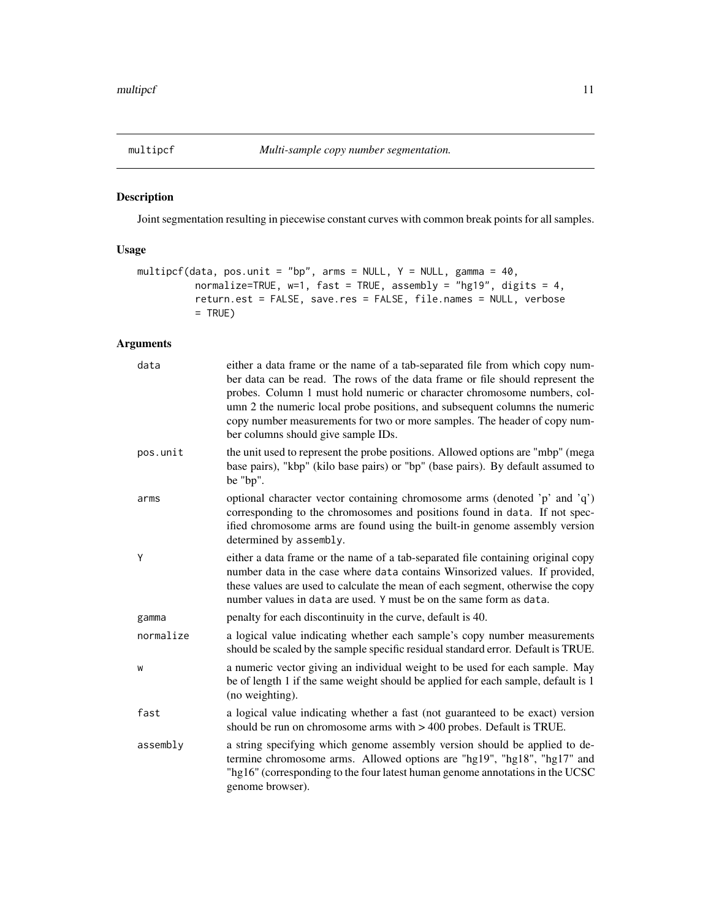# multipcf — *Multi-sample copy number segmentation.*

## Description

Joint segmentation resulting in piecewise constant curves with common break points for all samples.

## Usage

```
multipcf(data, pos.unit = "bp", arms = NULL, Y = NULL, gamma = 40,
         normalize=TRUE, w=1, fast = TRUE, assembly = "hg19", digits = 4,
         return.est = FALSE, save.res = FALSE, file.names = NULL, verbose
         = TRUE)
```

## Arguments

| Argument | Description |
|---|---|
| `data` | either a data frame or the name of a tab-separated file from which copy number data can be read. The rows of the data frame or file should represent the probes. Column 1 must hold numeric or character chromosome numbers, column 2 the numeric local probe positions, and subsequent columns the numeric copy number measurements for two or more samples. The header of copy number columns should give sample IDs. |
| `pos.unit` | the unit used to represent the probe positions. Allowed options are "mbp" (mega base pairs), "kbp" (kilo base pairs) or "bp" (base pairs). By default assumed to be "bp". |
| `arms` | optional character vector containing chromosome arms (denoted 'p' and 'q') corresponding to the chromosomes and positions found in `data`. If not specified chromosome arms are found using the built-in genome assembly version determined by `assembly`. |
| `Y` | either a data frame or the name of a tab-separated file containing original copy number data in the case where `data` contains Winsorized values. If provided, these values are used to calculate the mean of each segment, otherwise the copy number values in `data` are used. `Y` must be on the same form as `data`. |
| `gamma` | penalty for each discontinuity in the curve, default is 40. |
| `normalize` | a logical value indicating whether each sample's copy number measurements should be scaled by the sample specific residual standard error. Default is TRUE. |
| `w` | a numeric vector giving an individual weight to be used for each sample. May be of length 1 if the same weight should be applied for each sample, default is 1 (no weighting). |
| `fast` | a logical value indicating whether a fast (not guaranteed to be exact) version should be run on chromosome arms with > 400 probes. Default is TRUE. |
| `assembly` | a string specifying which genome assembly version should be applied to determine chromosome arms. Allowed options are "hg19", "hg18", "hg17" and "hg16" (corresponding to the four latest human genome annotations in the UCSC genome browser). |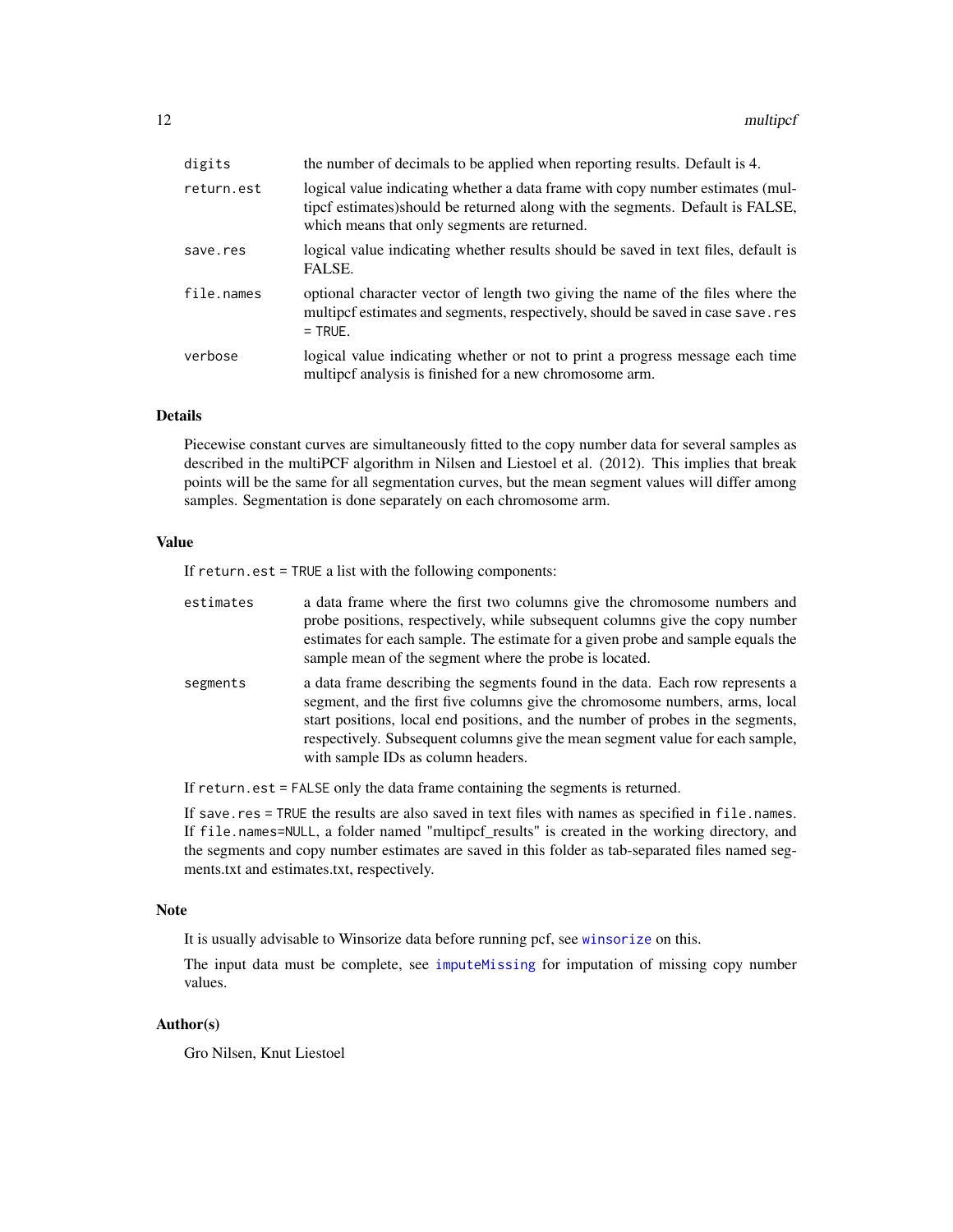| | |
|---|---|
| `digits` | the number of decimals to be applied when reporting results. Default is 4. |
| `return.est` | logical value indicating whether a data frame with copy number estimates (multipcf estimates)should be returned along with the segments. Default is FALSE, which means that only segments are returned. |
| `save.res` | logical value indicating whether results should be saved in text files, default is FALSE. |
| `file.names` | optional character vector of length two giving the name of the files where the multipcf estimates and segments, respectively, should be saved in case `save.res = TRUE`. |
| `verbose` | logical value indicating whether or not to print a progress message each time multipcf analysis is finished for a new chromosome arm. |

## Details

Piecewise constant curves are simultaneously fitted to the copy number data for several samples as described in the multiPCF algorithm in Nilsen and Liestoel et al. (2012). This implies that break points will be the same for all segmentation curves, but the mean segment values will differ among samples. Segmentation is done separately on each chromosome arm.

## Value

If `return.est = TRUE` a list with the following components:

| | |
|---|---|
| `estimates` | a data frame where the first two columns give the chromosome numbers and probe positions, respectively, while subsequent columns give the copy number estimates for each sample. The estimate for a given probe and sample equals the sample mean of the segment where the probe is located. |
| `segments` | a data frame describing the segments found in the data. Each row represents a segment, and the first five columns give the chromosome numbers, arms, local start positions, local end positions, and the number of probes in the segments, respectively. Subsequent columns give the mean segment value for each sample, with sample IDs as column headers. |

If `return.est = FALSE` only the data frame containing the segments is returned.

If `save.res = TRUE` the results are also saved in text files with names as specified in `file.names`. If `file.names=NULL`, a folder named "multipcf_results" is created in the working directory, and the segments and copy number estimates are saved in this folder as tab-separated files named segments.txt and estimates.txt, respectively.

## Note

It is usually advisable to Winsorize data before running pcf, see `winsorize` on this.

The input data must be complete, see `imputeMissing` for imputation of missing copy number values.

## Author(s)

Gro Nilsen, Knut Liestoel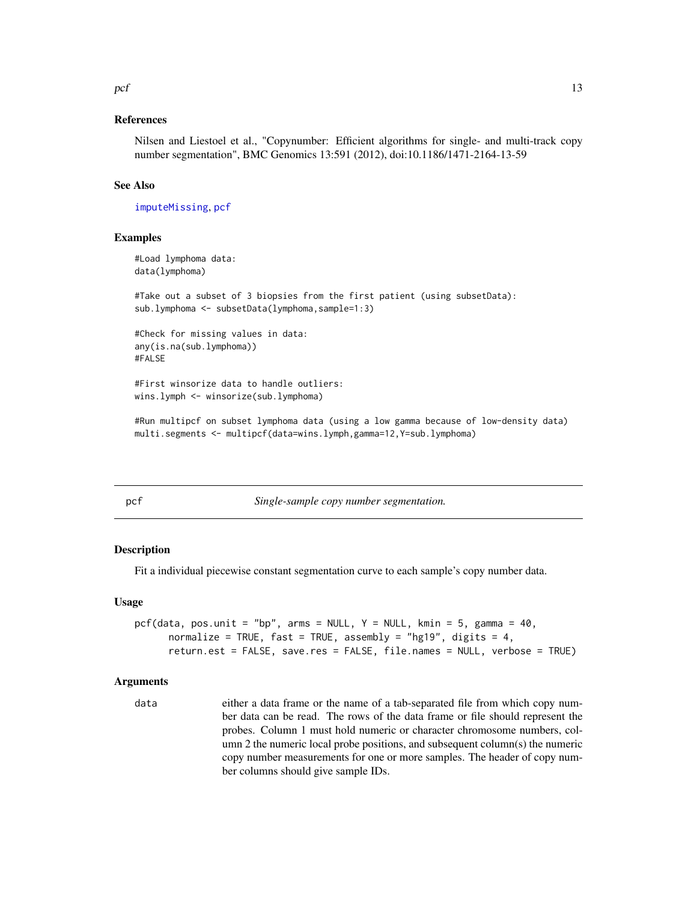### References

Nilsen and Liestoel et al., "Copynumber: Efficient algorithms for single- and multi-track copy number segmentation", BMC Genomics 13:591 (2012), doi:10.1186/1471-2164-13-59

### See Also

imputeMissing, pcf

### Examples

```
#Load lymphoma data:
data(lymphoma)

#Take out a subset of 3 biopsies from the first patient (using subsetData):
sub.lymphoma <- subsetData(lymphoma,sample=1:3)

#Check for missing values in data:
any(is.na(sub.lymphoma))
#FALSE

#First winsorize data to handle outliers:
wins.lymph <- winsorize(sub.lymphoma)

#Run multipcf on subset lymphoma data (using a low gamma because of low-density data)
multi.segments <- multipcf(data=wins.lymph,gamma=12,Y=sub.lymphoma)
```

---

## pcf *Single-sample copy number segmentation.*

### Description

Fit a individual piecewise constant segmentation curve to each sample's copy number data.

### Usage

```
pcf(data, pos.unit = "bp", arms = NULL, Y = NULL, kmin = 5, gamma = 40,
      normalize = TRUE, fast = TRUE, assembly = "hg19", digits = 4,
      return.est = FALSE, save.res = FALSE, file.names = NULL, verbose = TRUE)
```

### Arguments

`data` either a data frame or the name of a tab-separated file from which copy number data can be read. The rows of the data frame or file should represent the probes. Column 1 must hold numeric or character chromosome numbers, column 2 the numeric local probe positions, and subsequent column(s) the numeric copy number measurements for one or more samples. The header of copy number columns should give sample IDs.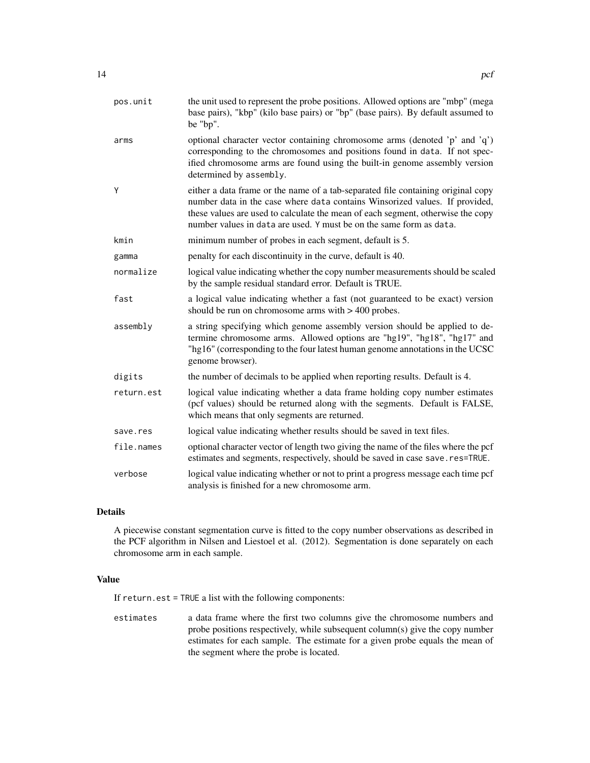| | |
|---|---|
| pos.unit | the unit used to represent the probe positions. Allowed options are "mbp" (mega base pairs), "kbp" (kilo base pairs) or "bp" (base pairs). By default assumed to be "bp". |
| arms | optional character vector containing chromosome arms (denoted 'p' and 'q') corresponding to the chromosomes and positions found in `data`. If not specified chromosome arms are found using the built-in genome assembly version determined by `assembly`. |
| Y | either a data frame or the name of a tab-separated file containing original copy number data in the case where `data` contains Winsorized values. If provided, these values are used to calculate the mean of each segment, otherwise the copy number values in `data` are used. `Y` must be on the same form as `data`. |
| kmin | minimum number of probes in each segment, default is 5. |
| gamma | penalty for each discontinuity in the curve, default is 40. |
| normalize | logical value indicating whether the copy number measurements should be scaled by the sample residual standard error. Default is TRUE. |
| fast | a logical value indicating whether a fast (not guaranteed to be exact) version should be run on chromosome arms with > 400 probes. |
| assembly | a string specifying which genome assembly version should be applied to determine chromosome arms. Allowed options are "hg19", "hg18", "hg17" and "hg16" (corresponding to the four latest human genome annotations in the UCSC genome browser). |
| digits | the number of decimals to be applied when reporting results. Default is 4. |
| return.est | logical value indicating whether a data frame holding copy number estimates (pcf values) should be returned along with the segments. Default is FALSE, which means that only segments are returned. |
| save.res | logical value indicating whether results should be saved in text files. |
| file.names | optional character vector of length two giving the name of the files where the pcf estimates and segments, respectively, should be saved in case `save.res=TRUE`. |
| verbose | logical value indicating whether or not to print a progress message each time pcf analysis is finished for a new chromosome arm. |

## Details

A piecewise constant segmentation curve is fitted to the copy number observations as described in the PCF algorithm in Nilsen and Liestoel et al. (2012). Segmentation is done separately on each chromosome arm in each sample.

## Value

If `return.est = TRUE` a list with the following components:

| | |
|---|---|
| estimates | a data frame where the first two columns give the chromosome numbers and probe positions respectively, while subsequent column(s) give the copy number estimates for each sample. The estimate for a given probe equals the mean of the segment where the probe is located. |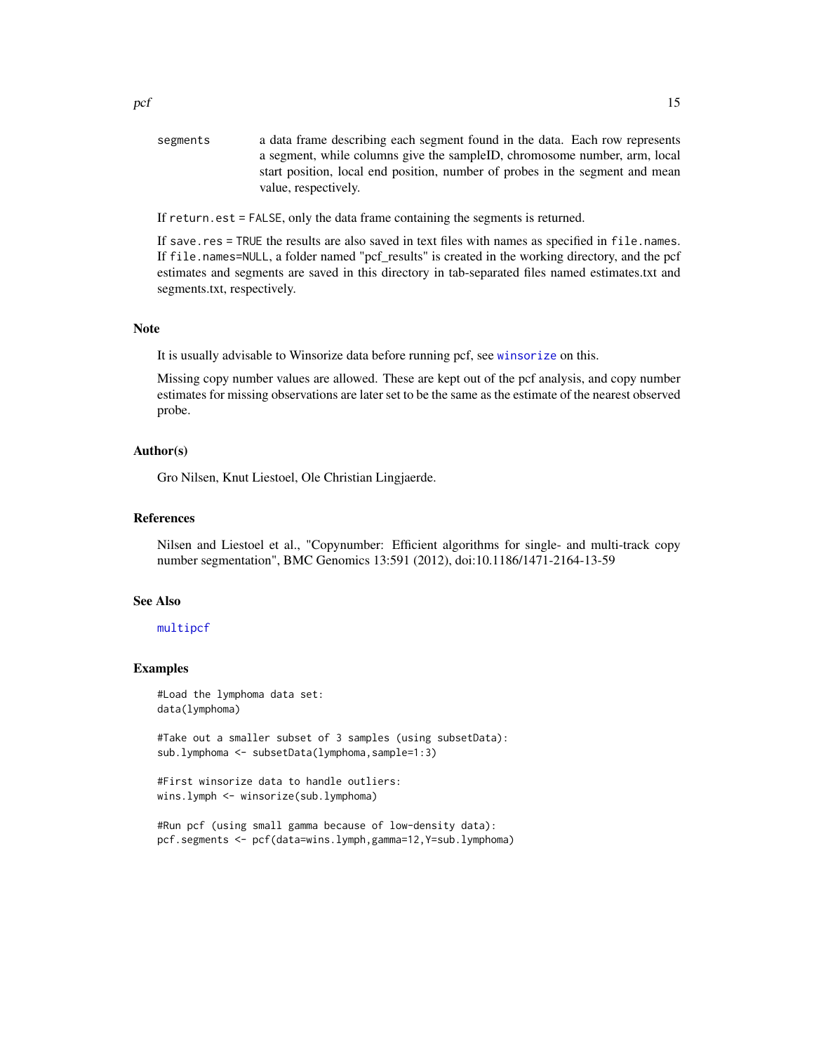`segments` a data frame describing each segment found in the data. Each row represents a segment, while columns give the sampleID, chromosome number, arm, local start position, local end position, number of probes in the segment and mean value, respectively.

If `return.est = FALSE`, only the data frame containing the segments is returned.

If `save.res = TRUE` the results are also saved in text files with names as specified in `file.names`. If `file.names=NULL`, a folder named "pcf_results" is created in the working directory, and the pcf estimates and segments are saved in this directory in tab-separated files named estimates.txt and segments.txt, respectively.

## Note

It is usually advisable to Winsorize data before running pcf, see `winsorize` on this.

Missing copy number values are allowed. These are kept out of the pcf analysis, and copy number estimates for missing observations are later set to be the same as the estimate of the nearest observed probe.

## Author(s)

Gro Nilsen, Knut Liestoel, Ole Christian Lingjaerde.

## References

Nilsen and Liestoel et al., "Copynumber: Efficient algorithms for single- and multi-track copy number segmentation", BMC Genomics 13:591 (2012), doi:10.1186/1471-2164-13-59

## See Also

`multipcf`

## Examples

```
#Load the lymphoma data set:
data(lymphoma)

#Take out a smaller subset of 3 samples (using subsetData):
sub.lymphoma <- subsetData(lymphoma,sample=1:3)

#First winsorize data to handle outliers:
wins.lymph <- winsorize(sub.lymphoma)

#Run pcf (using small gamma because of low-density data):
pcf.segments <- pcf(data=wins.lymph,gamma=12,Y=sub.lymphoma)
```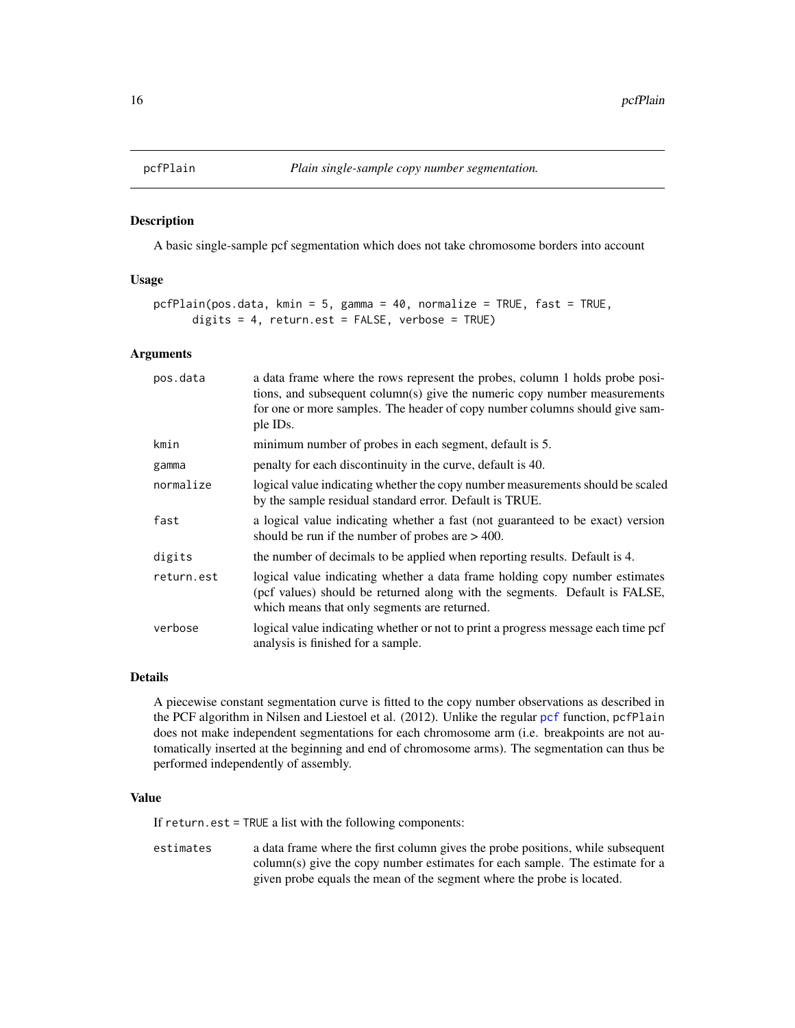# pcfPlain — *Plain single-sample copy number segmentation.*

## Description

A basic single-sample pcf segmentation which does not take chromosome borders into account

## Usage

```
pcfPlain(pos.data, kmin = 5, gamma = 40, normalize = TRUE, fast = TRUE,
      digits = 4, return.est = FALSE, verbose = TRUE)
```

## Arguments

| | |
|---|---|
| `pos.data` | a data frame where the rows represent the probes, column 1 holds probe positions, and subsequent column(s) give the numeric copy number measurements for one or more samples. The header of copy number columns should give sample IDs. |
| `kmin` | minimum number of probes in each segment, default is 5. |
| `gamma` | penalty for each discontinuity in the curve, default is 40. |
| `normalize` | logical value indicating whether the copy number measurements should be scaled by the sample residual standard error. Default is TRUE. |
| `fast` | a logical value indicating whether a fast (not guaranteed to be exact) version should be run if the number of probes are > 400. |
| `digits` | the number of decimals to be applied when reporting results. Default is 4. |
| `return.est` | logical value indicating whether a data frame holding copy number estimates (pcf values) should be returned along with the segments. Default is FALSE, which means that only segments are returned. |
| `verbose` | logical value indicating whether or not to print a progress message each time pcf analysis is finished for a sample. |

## Details

A piecewise constant segmentation curve is fitted to the copy number observations as described in the PCF algorithm in Nilsen and Liestoel et al. (2012). Unlike the regular `pcf` function, `pcfPlain` does not make independent segmentations for each chromosome arm (i.e. breakpoints are not automatically inserted at the beginning and end of chromosome arms). The segmentation can thus be performed independently of assembly.

## Value

If `return.est = TRUE` a list with the following components:

| | |
|---|---|
| `estimates` | a data frame where the first column gives the probe positions, while subsequent column(s) give the copy number estimates for each sample. The estimate for a given probe equals the mean of the segment where the probe is located. |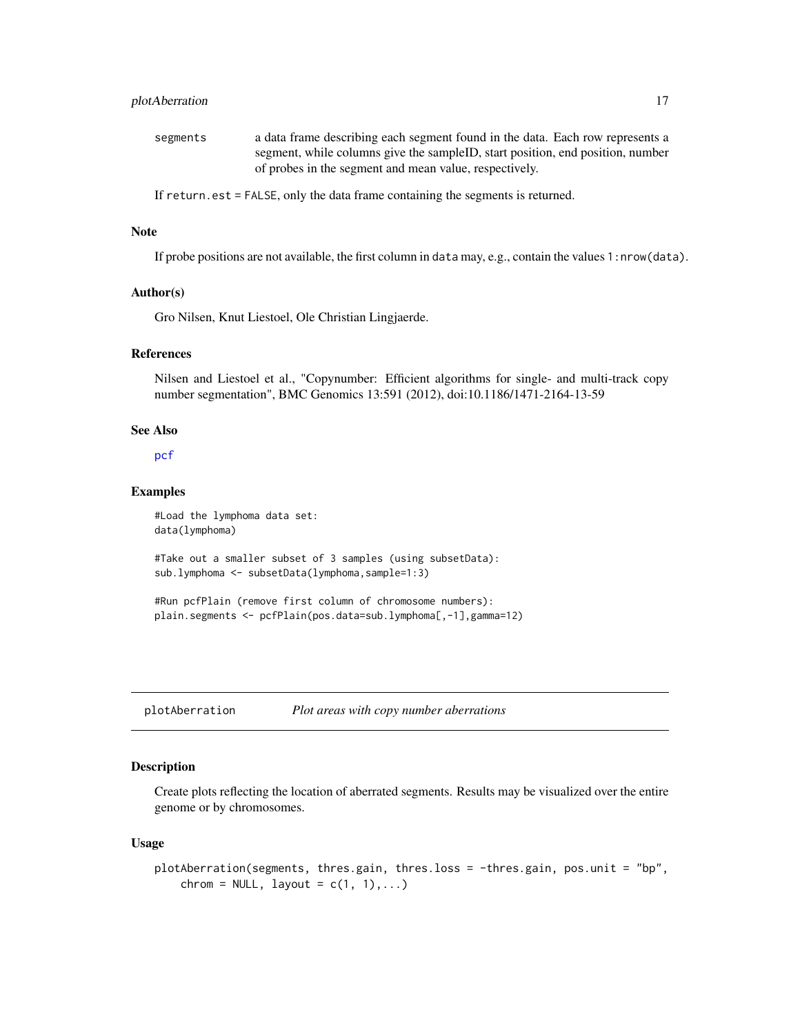segments a data frame describing each segment found in the data. Each row represents a segment, while columns give the sampleID, start position, end position, number of probes in the segment and mean value, respectively.

If `return.est = FALSE`, only the data frame containing the segments is returned.

### Note

If probe positions are not available, the first column in `data` may, e.g., contain the values `1:nrow(data)`.

### Author(s)

Gro Nilsen, Knut Liestoel, Ole Christian Lingjaerde.

### References

Nilsen and Liestoel et al., "Copynumber: Efficient algorithms for single- and multi-track copy number segmentation", BMC Genomics 13:591 (2012), doi:10.1186/1471-2164-13-59

### See Also

pcf

### Examples

```
#Load the lymphoma data set:
data(lymphoma)

#Take out a smaller subset of 3 samples (using subsetData):
sub.lymphoma <- subsetData(lymphoma,sample=1:3)

#Run pcfPlain (remove first column of chromosome numbers):
plain.segments <- pcfPlain(pos.data=sub.lymphoma[,-1],gamma=12)
```

---

## plotAberration — *Plot areas with copy number aberrations*

### Description

Create plots reflecting the location of aberrated segments. Results may be visualized over the entire genome or by chromosomes.

### Usage

```
plotAberration(segments, thres.gain, thres.loss = -thres.gain, pos.unit = "bp",
    chrom = NULL, layout = c(1, 1),...)
```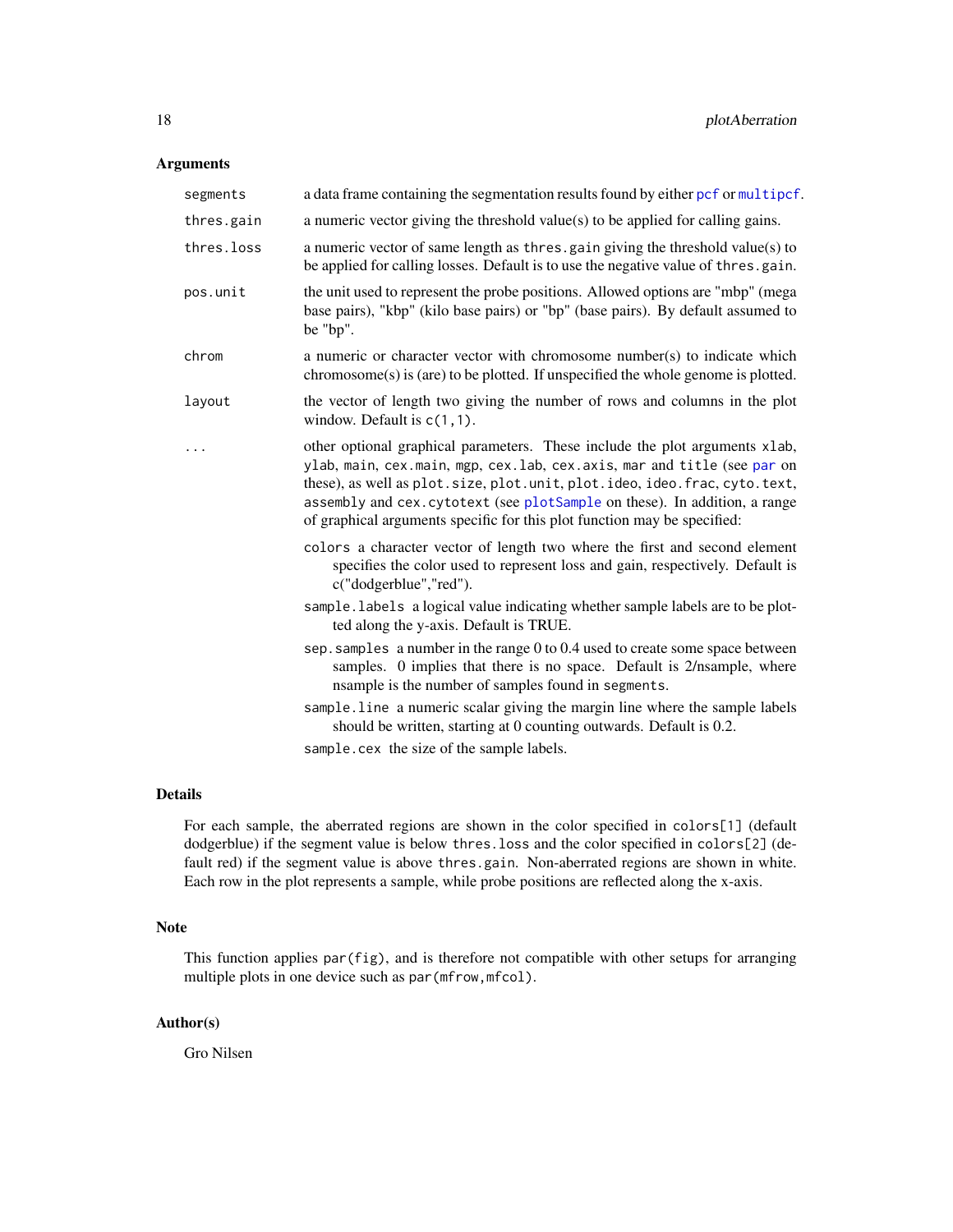### Arguments

| | |
|---|---|
| `segments` | a data frame containing the segmentation results found by either `pcf` or `multipcf`. |
| `thres.gain` | a numeric vector giving the threshold value(s) to be applied for calling gains. |
| `thres.loss` | a numeric vector of same length as `thres.gain` giving the threshold value(s) to be applied for calling losses. Default is to use the negative value of `thres.gain`. |
| `pos.unit` | the unit used to represent the probe positions. Allowed options are "mbp" (mega base pairs), "kbp" (kilo base pairs) or "bp" (base pairs). By default assumed to be "bp". |
| `chrom` | a numeric or character vector with chromosome number(s) to indicate which chromosome(s) is (are) to be plotted. If unspecified the whole genome is plotted. |
| `layout` | the vector of length two giving the number of rows and columns in the plot window. Default is `c(1,1)`. |
| `...` | other optional graphical parameters. These include the plot arguments `xlab`, `ylab`, `main`, `cex.main`, `mgp`, `cex.lab`, `cex.axis`, `mar` and `title` (see `par` on these), as well as `plot.size`, `plot.unit`, `plot.ideo`, `ideo.frac`, `cyto.text`, `assembly` and `cex.cytotext` (see `plotSample` on these). In addition, a range of graphical arguments specific for this plot function may be specified: |

- `colors` a character vector of length two where the first and second element specifies the color used to represent loss and gain, respectively. Default is c("dodgerblue","red").
- `sample.labels` a logical value indicating whether sample labels are to be plotted along the y-axis. Default is TRUE.
- `sep.samples` a number in the range 0 to 0.4 used to create some space between samples. 0 implies that there is no space. Default is 2/nsample, where nsample is the number of samples found in `segments`.
- `sample.line` a numeric scalar giving the margin line where the sample labels should be written, starting at 0 counting outwards. Default is 0.2.
- `sample.cex` the size of the sample labels.

### Details

For each sample, the aberrated regions are shown in the color specified in `colors[1]` (default dodgerblue) if the segment value is below `thres.loss` and the color specified in `colors[2]` (default red) if the segment value is above `thres.gain`. Non-aberrated regions are shown in white. Each row in the plot represents a sample, while probe positions are reflected along the x-axis.

### Note

This function applies `par(fig)`, and is therefore not compatible with other setups for arranging multiple plots in one device such as `par(mfrow,mfcol)`.

### Author(s)

Gro Nilsen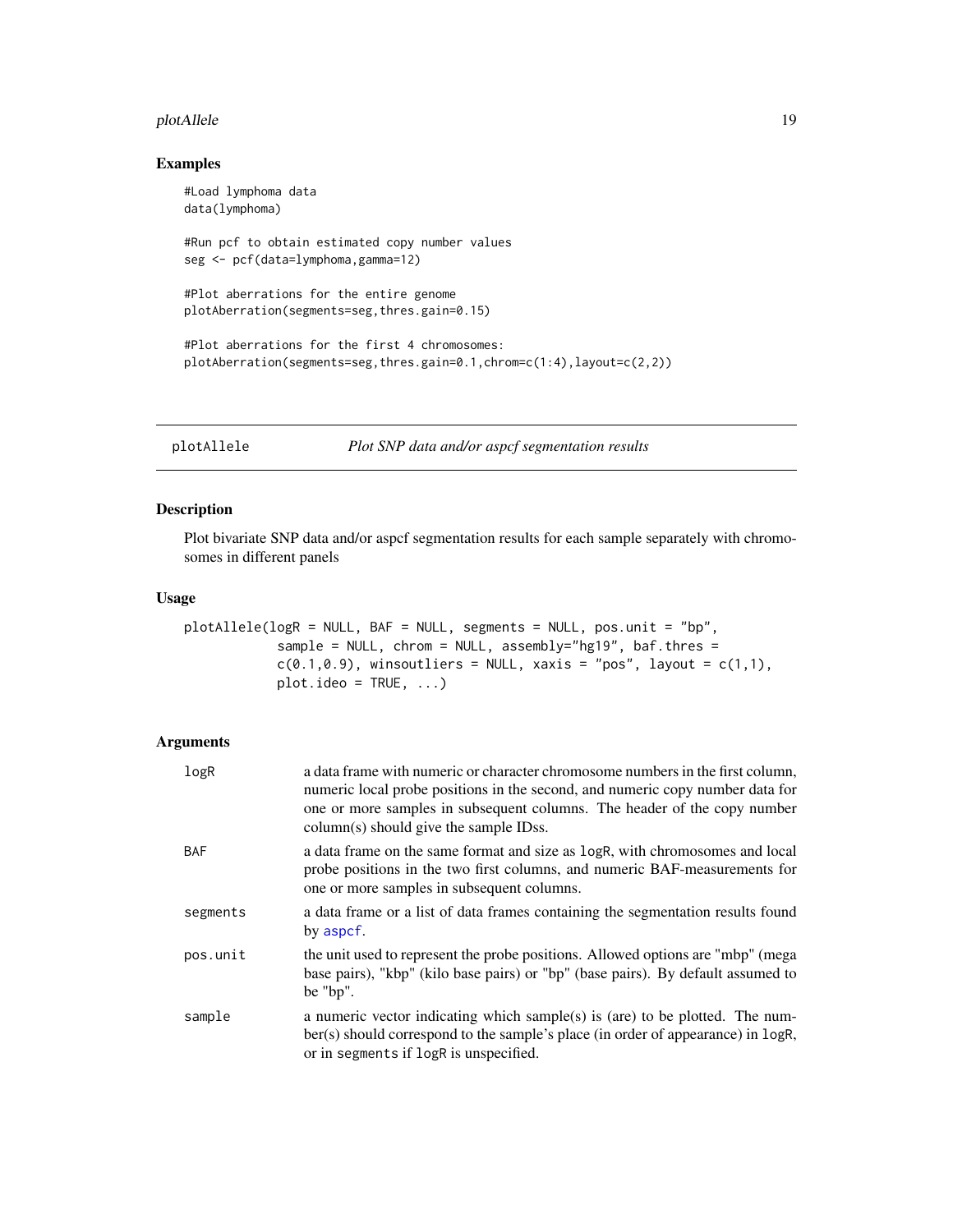## Examples

```
#Load lymphoma data
data(lymphoma)

#Run pcf to obtain estimated copy number values
seg <- pcf(data=lymphoma,gamma=12)

#Plot aberrations for the entire genome
plotAberration(segments=seg,thres.gain=0.15)

#Plot aberrations for the first 4 chromosomes:
plotAberration(segments=seg,thres.gain=0.1,chrom=c(1:4),layout=c(2,2))
```

---

# plotAllele — *Plot SNP data and/or aspcf segmentation results*

## Description

Plot bivariate SNP data and/or aspcf segmentation results for each sample separately with chromosomes in different panels

## Usage

```
plotAllele(logR = NULL, BAF = NULL, segments = NULL, pos.unit = "bp",
           sample = NULL, chrom = NULL, assembly="hg19", baf.thres =
           c(0.1,0.9), winsoutliers = NULL, xaxis = "pos", layout = c(1,1),
           plot.ideo = TRUE, ...)
```

## Arguments

| | |
|---|---|
| `logR` | a data frame with numeric or character chromosome numbers in the first column, numeric local probe positions in the second, and numeric copy number data for one or more samples in subsequent columns. The header of the copy number column(s) should give the sample IDss. |
| `BAF` | a data frame on the same format and size as `logR`, with chromosomes and local probe positions in the two first columns, and numeric BAF-measurements for one or more samples in subsequent columns. |
| `segments` | a data frame or a list of data frames containing the segmentation results found by `aspcf`. |
| `pos.unit` | the unit used to represent the probe positions. Allowed options are "mbp" (mega base pairs), "kbp" (kilo base pairs) or "bp" (base pairs). By default assumed to be "bp". |
| `sample` | a numeric vector indicating which sample(s) is (are) to be plotted. The number(s) should correspond to the sample's place (in order of appearance) in `logR`, or in `segments` if `logR` is unspecified. |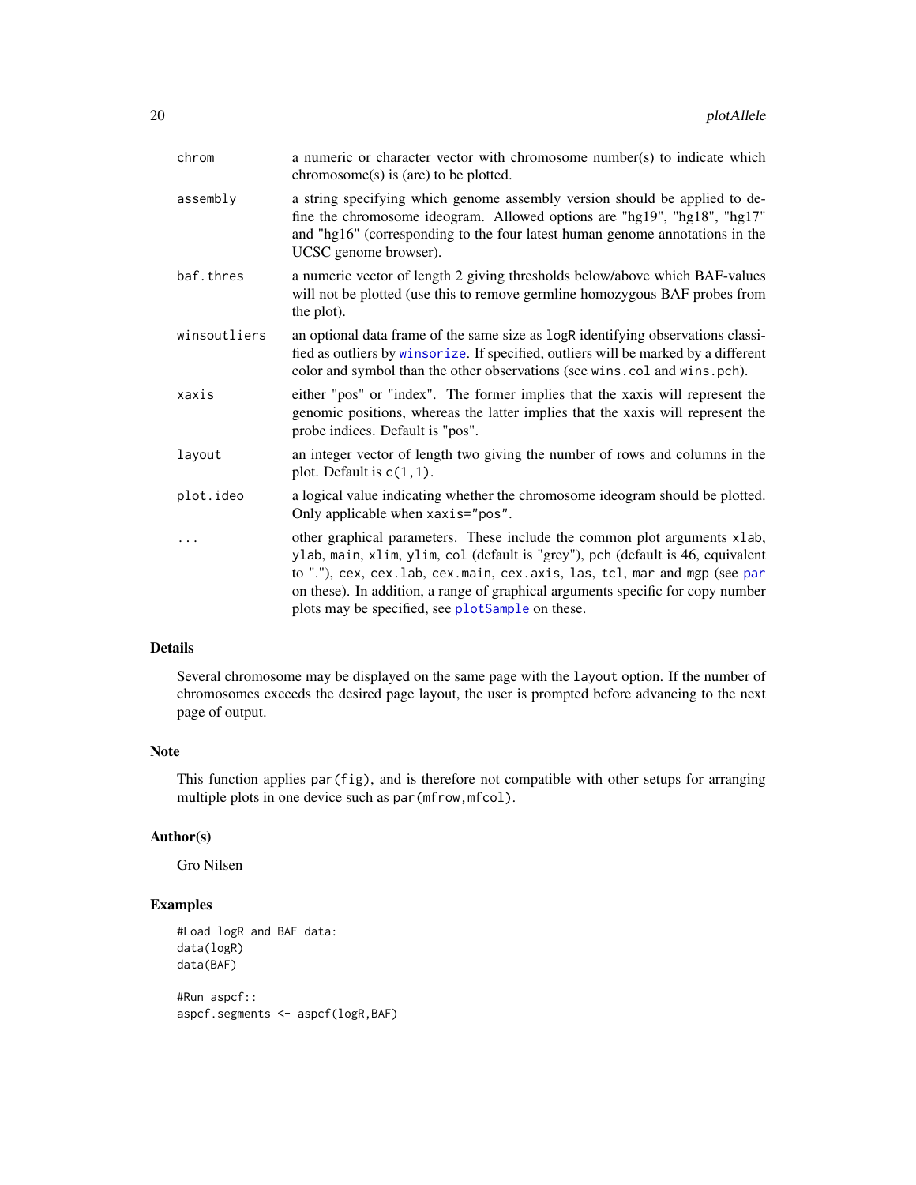| | |
|---|---|
| chrom | a numeric or character vector with chromosome number(s) to indicate which chromosome(s) is (are) to be plotted. |
| assembly | a string specifying which genome assembly version should be applied to define the chromosome ideogram. Allowed options are "hg19", "hg18", "hg17" and "hg16" (corresponding to the four latest human genome annotations in the UCSC genome browser). |
| baf.thres | a numeric vector of length 2 giving thresholds below/above which BAF-values will not be plotted (use this to remove germline homozygous BAF probes from the plot). |
| winsoutliers | an optional data frame of the same size as `logR` identifying observations classified as outliers by `winsorize`. If specified, outliers will be marked by a different color and symbol than the other observations (see `wins.col` and `wins.pch`). |
| xaxis | either "pos" or "index". The former implies that the xaxis will represent the genomic positions, whereas the latter implies that the xaxis will represent the probe indices. Default is "pos". |
| layout | an integer vector of length two giving the number of rows and columns in the plot. Default is `c(1,1)`. |
| plot.ideo | a logical value indicating whether the chromosome ideogram should be plotted. Only applicable when `xaxis="pos"`. |
| ... | other graphical parameters. These include the common plot arguments `xlab`, `ylab`, `main`, `xlim`, `ylim`, `col` (default is "grey"), `pch` (default is 46, equivalent to "."), `cex`, `cex.lab`, `cex.main`, `cex.axis`, `las`, `tcl`, `mar` and `mgp` (see `par` on these). In addition, a range of graphical arguments specific for copy number plots may be specified, see `plotSample` on these. |

## Details

Several chromosome may be displayed on the same page with the `layout` option. If the number of chromosomes exceeds the desired page layout, the user is prompted before advancing to the next page of output.

## Note

This function applies `par(fig)`, and is therefore not compatible with other setups for arranging multiple plots in one device such as `par(mfrow,mfcol)`.

## Author(s)

Gro Nilsen

## Examples

```
#Load logR and BAF data:
data(logR)
data(BAF)

#Run aspcf::
aspcf.segments <- aspcf(logR,BAF)
```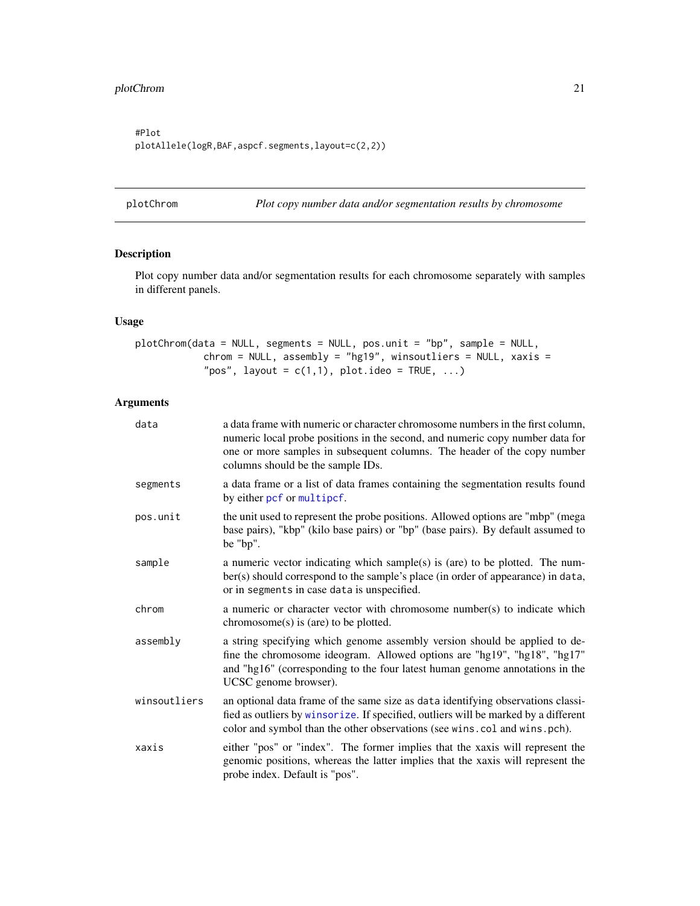```
#Plot
plotAllele(logR,BAF,aspcf.segments,layout=c(2,2))
```

## plotChrom — *Plot copy number data and/or segmentation results by chromosome*

### Description

Plot copy number data and/or segmentation results for each chromosome separately with samples in different panels.

### Usage

```
plotChrom(data = NULL, segments = NULL, pos.unit = "bp", sample = NULL,
          chrom = NULL, assembly = "hg19", winsoutliers = NULL, xaxis =
          "pos", layout = c(1,1), plot.ideo = TRUE, ...)
```

### Arguments

| | |
|---|---|
| `data` | a data frame with numeric or character chromosome numbers in the first column, numeric local probe positions in the second, and numeric copy number data for one or more samples in subsequent columns. The header of the copy number columns should be the sample IDs. |
| `segments` | a data frame or a list of data frames containing the segmentation results found by either `pcf` or `multipcf`. |
| `pos.unit` | the unit used to represent the probe positions. Allowed options are "mbp" (mega base pairs), "kbp" (kilo base pairs) or "bp" (base pairs). By default assumed to be "bp". |
| `sample` | a numeric vector indicating which sample(s) is (are) to be plotted. The number(s) should correspond to the sample's place (in order of appearance) in `data`, or in `segments` in case `data` is unspecified. |
| `chrom` | a numeric or character vector with chromosome number(s) to indicate which chromosome(s) is (are) to be plotted. |
| `assembly` | a string specifying which genome assembly version should be applied to define the chromosome ideogram. Allowed options are "hg19", "hg18", "hg17" and "hg16" (corresponding to the four latest human genome annotations in the UCSC genome browser). |
| `winsoutliers` | an optional data frame of the same size as `data` identifying observations classified as outliers by `winsorize`. If specified, outliers will be marked by a different color and symbol than the other observations (see `wins.col` and `wins.pch`). |
| `xaxis` | either "pos" or "index". The former implies that the xaxis will represent the genomic positions, whereas the latter implies that the xaxis will represent the probe index. Default is "pos". |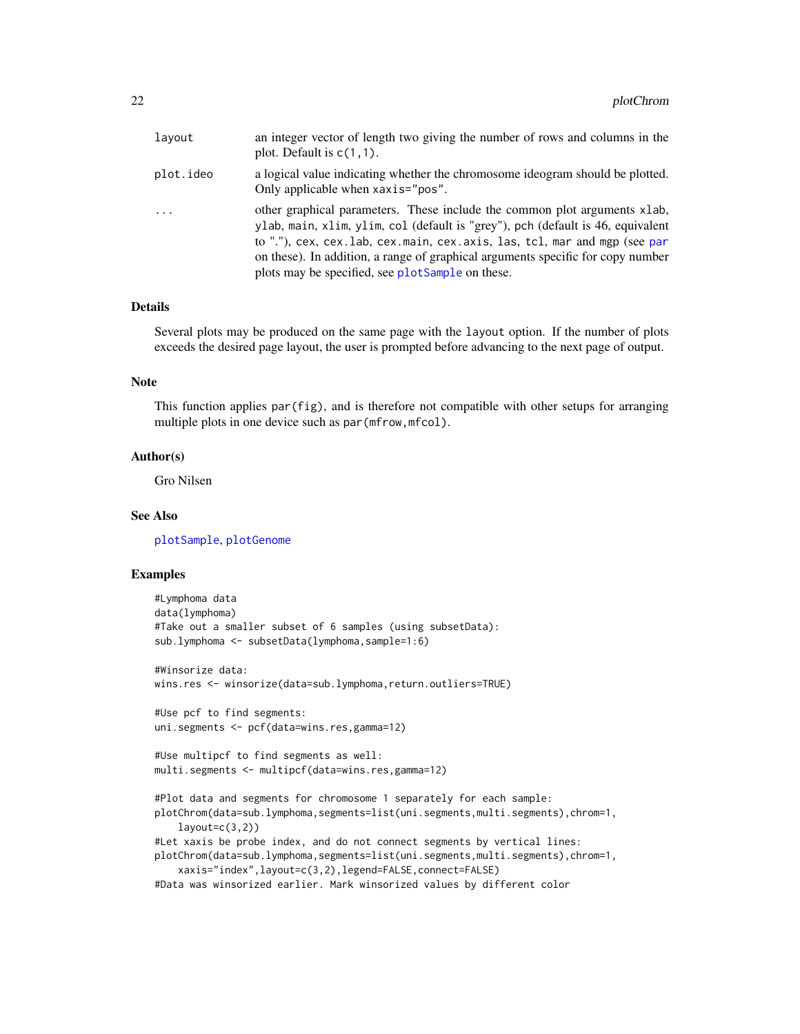| | |
|---|---|
| layout | an integer vector of length two giving the number of rows and columns in the plot. Default is c(1,1). |
| plot.ideo | a logical value indicating whether the chromosome ideogram should be plotted. Only applicable when xaxis="pos". |
| ... | other graphical parameters. These include the common plot arguments xlab, ylab, main, xlim, ylim, col (default is "grey"), pch (default is 46, equivalent to "."), cex, cex.lab, cex.main, cex.axis, las, tcl, mar and mgp (see par on these). In addition, a range of graphical arguments specific for copy number plots may be specified, see plotSample on these. |

## Details

Several plots may be produced on the same page with the layout option. If the number of plots exceeds the desired page layout, the user is prompted before advancing to the next page of output.

## Note

This function applies par(fig), and is therefore not compatible with other setups for arranging multiple plots in one device such as par(mfrow,mfcol).

## Author(s)

Gro Nilsen

## See Also

plotSample, plotGenome

## Examples

```
#Lymphoma data
data(lymphoma)
#Take out a smaller subset of 6 samples (using subsetData):
sub.lymphoma <- subsetData(lymphoma,sample=1:6)

#Winsorize data:
wins.res <- winsorize(data=sub.lymphoma,return.outliers=TRUE)

#Use pcf to find segments:
uni.segments <- pcf(data=wins.res,gamma=12)

#Use multipcf to find segments as well:
multi.segments <- multipcf(data=wins.res,gamma=12)

#Plot data and segments for chromosome 1 separately for each sample:
plotChrom(data=sub.lymphoma,segments=list(uni.segments,multi.segments),chrom=1,
    layout=c(3,2))
#Let xaxis be probe index, and do not connect segments by vertical lines:
plotChrom(data=sub.lymphoma,segments=list(uni.segments,multi.segments),chrom=1,
    xaxis="index",layout=c(3,2),legend=FALSE,connect=FALSE)
#Data was winsorized earlier. Mark winsorized values by different color
```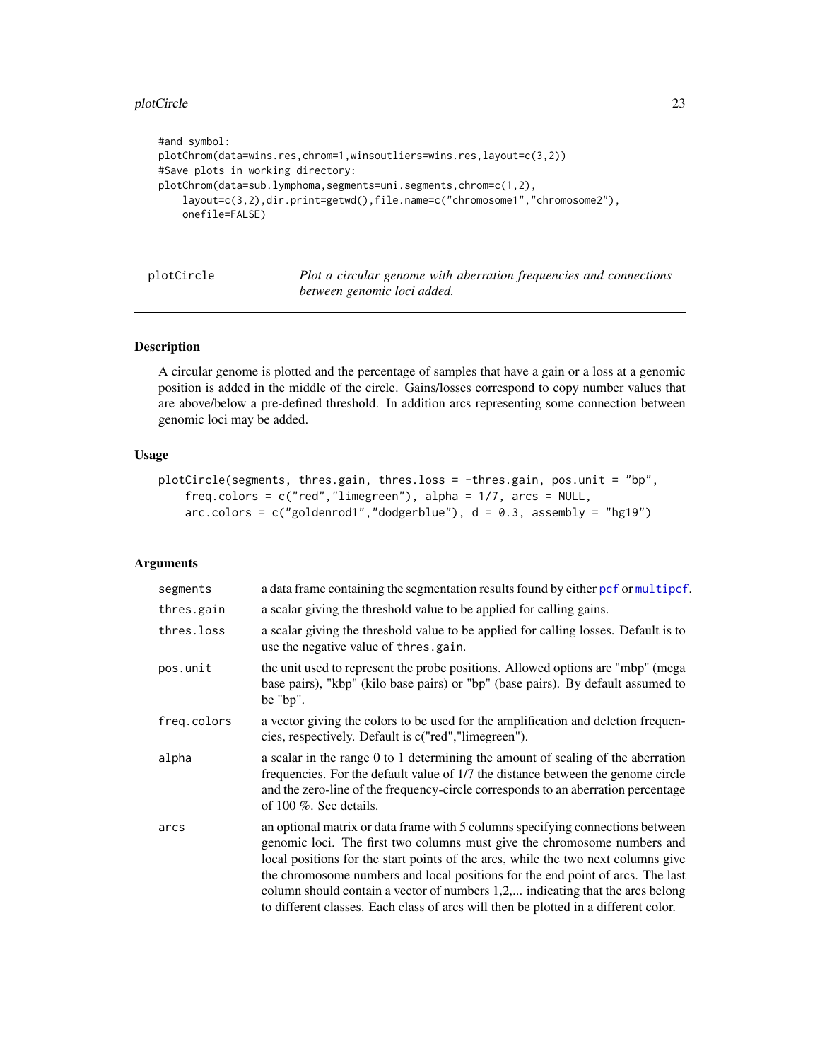```
#and symbol:
plotChrom(data=wins.res,chrom=1,winsoutliers=wins.res,layout=c(3,2))
#Save plots in working directory:
plotChrom(data=sub.lymphoma,segments=uni.segments,chrom=c(1,2),
    layout=c(3,2),dir.print=getwd(),file.name=c("chromosome1","chromosome2"),
    onefile=FALSE)
```

---

## plotCircle — *Plot a circular genome with aberration frequencies and connections between genomic loci added.*

---

### Description

A circular genome is plotted and the percentage of samples that have a gain or a loss at a genomic position is added in the middle of the circle. Gains/losses correspond to copy number values that are above/below a pre-defined threshold. In addition arcs representing some connection between genomic loci may be added.

### Usage

```
plotCircle(segments, thres.gain, thres.loss = -thres.gain, pos.unit = "bp",
    freq.colors = c("red","limegreen"), alpha = 1/7, arcs = NULL,
    arc.colors = c("goldenrod1","dodgerblue"), d = 0.3, assembly = "hg19")
```

### Arguments

| | |
|---|---|
| `segments` | a data frame containing the segmentation results found by either `pcf` or `multipcf`. |
| `thres.gain` | a scalar giving the threshold value to be applied for calling gains. |
| `thres.loss` | a scalar giving the threshold value to be applied for calling losses. Default is to use the negative value of `thres.gain`. |
| `pos.unit` | the unit used to represent the probe positions. Allowed options are "mbp" (mega base pairs), "kbp" (kilo base pairs) or "bp" (base pairs). By default assumed to be "bp". |
| `freq.colors` | a vector giving the colors to be used for the amplification and deletion frequencies, respectively. Default is c("red","limegreen"). |
| `alpha` | a scalar in the range 0 to 1 determining the amount of scaling of the aberration frequencies. For the default value of 1/7 the distance between the genome circle and the zero-line of the frequency-circle corresponds to an aberration percentage of 100 %. See details. |
| `arcs` | an optional matrix or data frame with 5 columns specifying connections between genomic loci. The first two columns must give the chromosome numbers and local positions for the start points of the arcs, while the two next columns give the chromosome numbers and local positions for the end point of arcs. The last column should contain a vector of numbers 1,2,... indicating that the arcs belong to different classes. Each class of arcs will then be plotted in a different color. |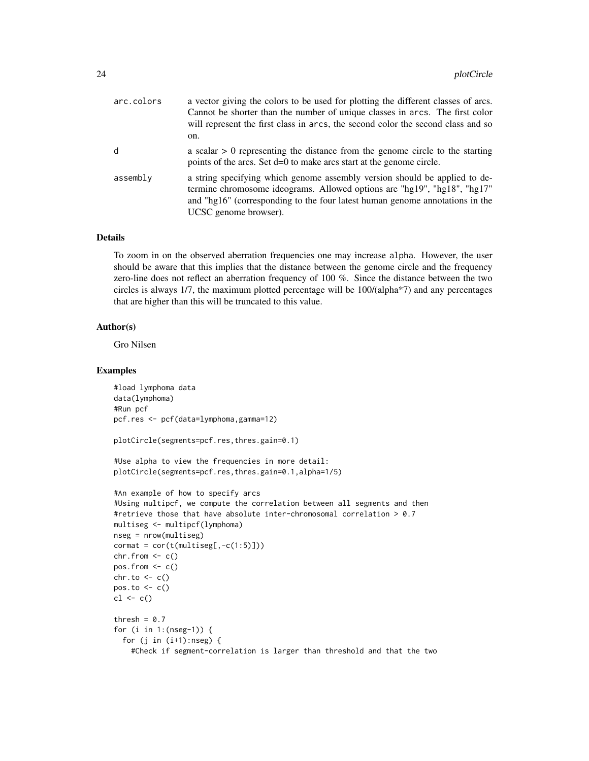| | |
|---|---|
| arc.colors | a vector giving the colors to be used for plotting the different classes of arcs. Cannot be shorter than the number of unique classes in arcs. The first color will represent the first class in arcs, the second color the second class and so on. |
| d | a scalar > 0 representing the distance from the genome circle to the starting points of the arcs. Set d=0 to make arcs start at the genome circle. |
| assembly | a string specifying which genome assembly version should be applied to determine chromosome ideograms. Allowed options are "hg19", "hg18", "hg17" and "hg16" (corresponding to the four latest human genome annotations in the UCSC genome browser). |

### Details

To zoom in on the observed aberration frequencies one may increase alpha. However, the user should be aware that this implies that the distance between the genome circle and the frequency zero-line does not reflect an aberration frequency of 100 %. Since the distance between the two circles is always 1/7, the maximum plotted percentage will be 100/(alpha*7) and any percentages that are higher than this will be truncated to this value.

### Author(s)

Gro Nilsen

### Examples

```
#load lymphoma data
data(lymphoma)
#Run pcf
pcf.res <- pcf(data=lymphoma,gamma=12)

plotCircle(segments=pcf.res,thres.gain=0.1)

#Use alpha to view the frequencies in more detail:
plotCircle(segments=pcf.res,thres.gain=0.1,alpha=1/5)

#An example of how to specify arcs
#Using multipcf, we compute the correlation between all segments and then
#retrieve those that have absolute inter-chromosomal correlation > 0.7
multiseg <- multipcf(lymphoma)
nseg = nrow(multiseg)
cormat = cor(t(multiseg[,-c(1:5)]))
chr.from <- c()
pos.from <- c()
chr.to <- c()
pos.to <- c()
cl <- c()

thresh = 0.7
for (i in 1:(nseg-1)) {
  for (j in (i+1):nseg) {
    #Check if segment-correlation is larger than threshold and that the two
```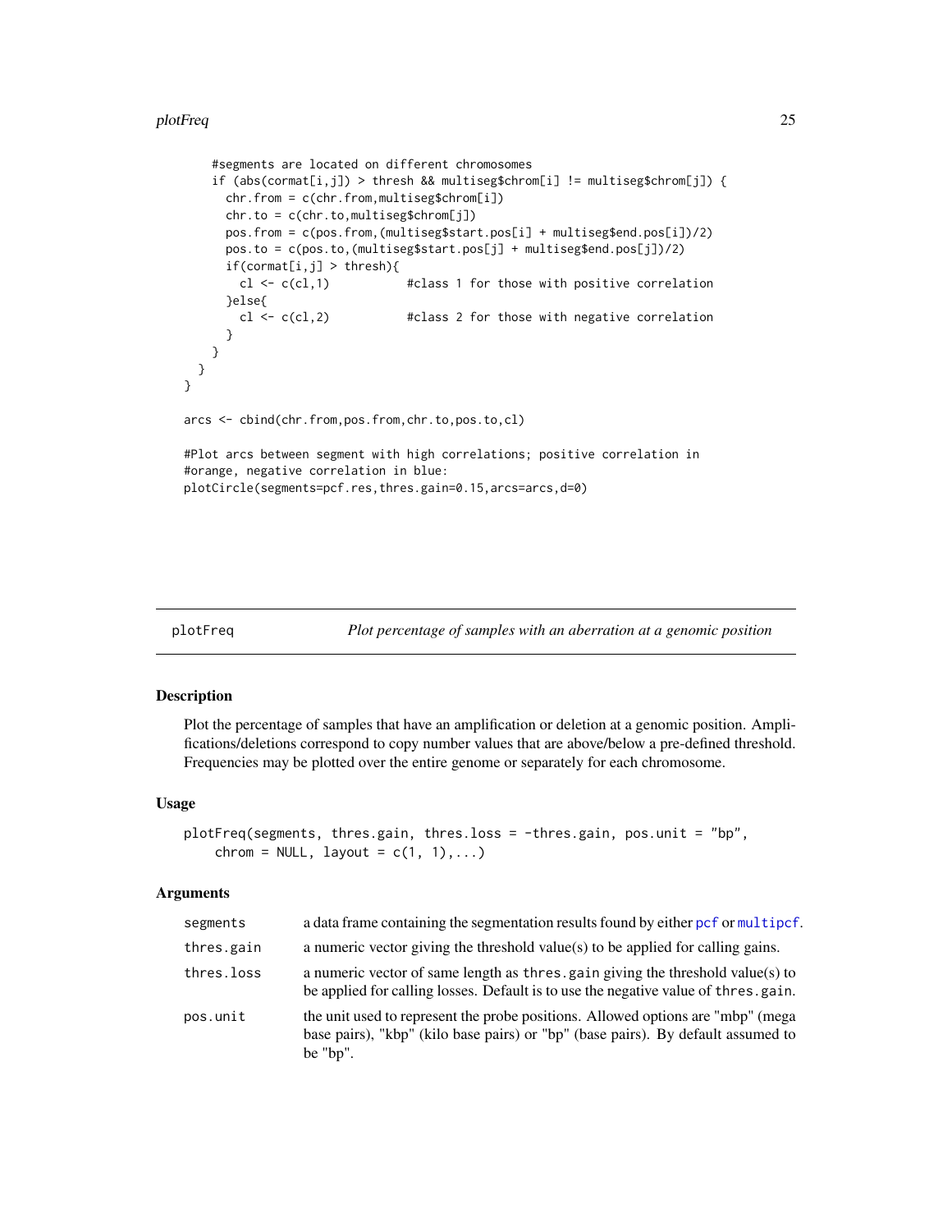```
    #segments are located on different chromosomes
    if (abs(cormat[i,j]) > thresh && multiseg$chrom[i] != multiseg$chrom[j]) {
      chr.from = c(chr.from,multiseg$chrom[i])
      chr.to = c(chr.to,multiseg$chrom[j])
      pos.from = c(pos.from,(multiseg$start.pos[i] + multiseg$end.pos[i])/2)
      pos.to = c(pos.to,(multiseg$start.pos[j] + multiseg$end.pos[j])/2)
      if(cormat[i,j] > thresh){
        cl <- c(cl,1)           #class 1 for those with positive correlation
      }else{
        cl <- c(cl,2)           #class 2 for those with negative correlation
      }
    }
  }
}

arcs <- cbind(chr.from,pos.from,chr.to,pos.to,cl)

#Plot arcs between segment with high correlations; positive correlation in
#orange, negative correlation in blue:
plotCircle(segments=pcf.res,thres.gain=0.15,arcs=arcs,d=0)
```

## plotFreq — *Plot percentage of samples with an aberration at a genomic position*

### Description

Plot the percentage of samples that have an amplification or deletion at a genomic position. Amplifications/deletions correspond to copy number values that are above/below a pre-defined threshold. Frequencies may be plotted over the entire genome or separately for each chromosome.

### Usage

```
plotFreq(segments, thres.gain, thres.loss = -thres.gain, pos.unit = "bp",
    chrom = NULL, layout = c(1, 1),...)
```

### Arguments

| | |
|---|---|
| segments | a data frame containing the segmentation results found by either pcf or multipcf. |
| thres.gain | a numeric vector giving the threshold value(s) to be applied for calling gains. |
| thres.loss | a numeric vector of same length as thres.gain giving the threshold value(s) to be applied for calling losses. Default is to use the negative value of thres.gain. |
| pos.unit | the unit used to represent the probe positions. Allowed options are "mbp" (mega base pairs), "kbp" (kilo base pairs) or "bp" (base pairs). By default assumed to be "bp". |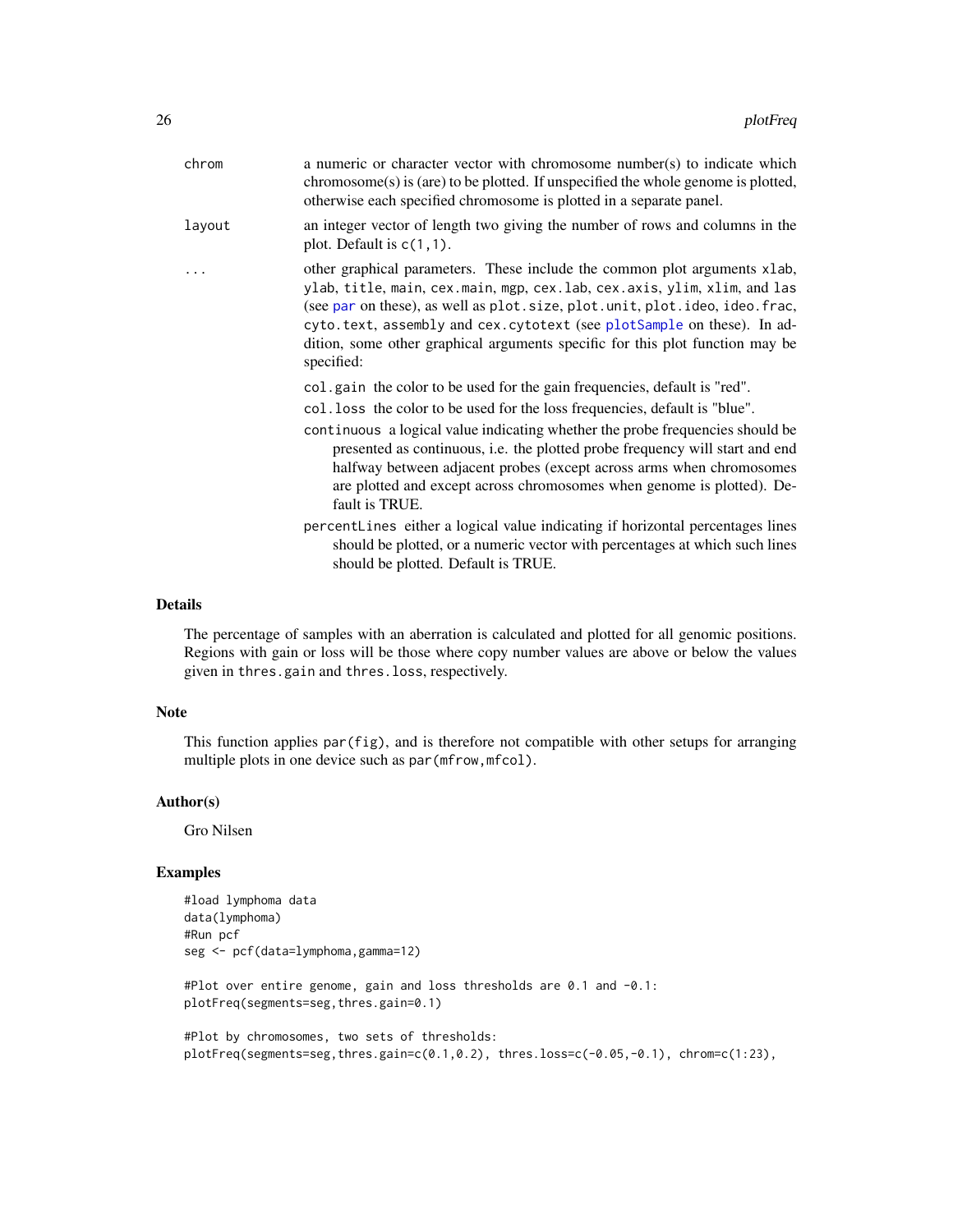| | |
|---|---|
| chrom | a numeric or character vector with chromosome number(s) to indicate which chromosome(s) is (are) to be plotted. If unspecified the whole genome is plotted, otherwise each specified chromosome is plotted in a separate panel. |
| layout | an integer vector of length two giving the number of rows and columns in the plot. Default is c(1,1). |
| ... | other graphical parameters. These include the common plot arguments xlab, ylab, title, main, cex.main, mgp, cex.lab, cex.axis, ylim, xlim, and las (see par on these), as well as plot.size, plot.unit, plot.ideo, ideo.frac, cyto.text, assembly and cex.cytotext (see plotSample on these). In addition, some other graphical arguments specific for this plot function may be specified: |

- col.gain the color to be used for the gain frequencies, default is "red".
- col.loss the color to be used for the loss frequencies, default is "blue".
- continuous a logical value indicating whether the probe frequencies should be presented as continuous, i.e. the plotted probe frequency will start and end halfway between adjacent probes (except across arms when chromosomes are plotted and except across chromosomes when genome is plotted). Default is TRUE.
- percentLines either a logical value indicating if horizontal percentages lines should be plotted, or a numeric vector with percentages at which such lines should be plotted. Default is TRUE.

## Details

The percentage of samples with an aberration is calculated and plotted for all genomic positions. Regions with gain or loss will be those where copy number values are above or below the values given in thres.gain and thres.loss, respectively.

## Note

This function applies par(fig), and is therefore not compatible with other setups for arranging multiple plots in one device such as par(mfrow,mfcol).

## Author(s)

Gro Nilsen

## Examples

```
#load lymphoma data
data(lymphoma)
#Run pcf
seg <- pcf(data=lymphoma,gamma=12)

#Plot over entire genome, gain and loss thresholds are 0.1 and -0.1:
plotFreq(segments=seg,thres.gain=0.1)

#Plot by chromosomes, two sets of thresholds:
plotFreq(segments=seg,thres.gain=c(0.1,0.2), thres.loss=c(-0.05,-0.1), chrom=c(1:23),
```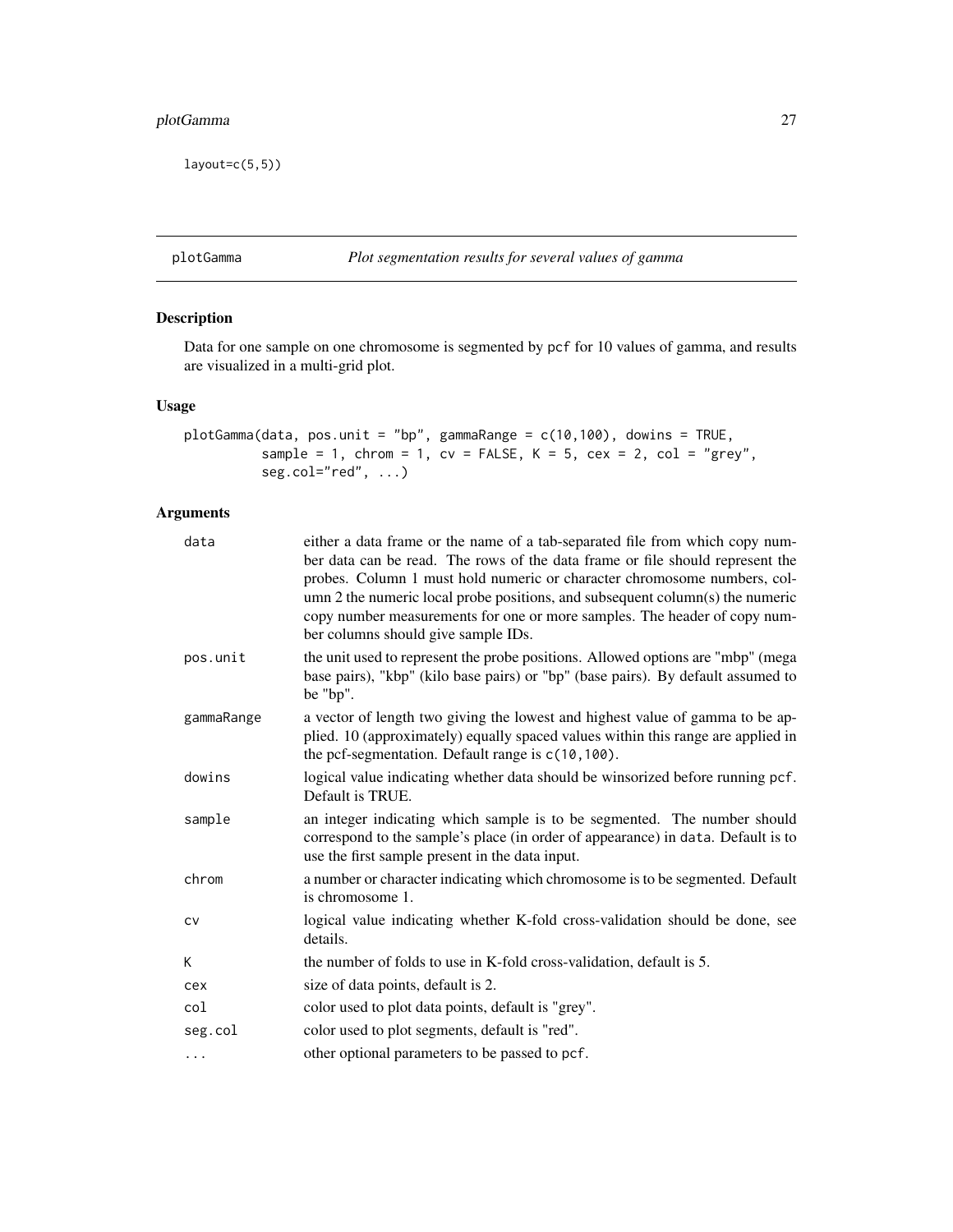```
layout=c(5,5))
```

## plotGamma *Plot segmentation results for several values of gamma*

### Description

Data for one sample on one chromosome is segmented by pcf for 10 values of gamma, and results are visualized in a multi-grid plot.

### Usage

```
plotGamma(data, pos.unit = "bp", gammaRange = c(10,100), dowins = TRUE,
          sample = 1, chrom = 1, cv = FALSE, K = 5, cex = 2, col = "grey",
          seg.col="red", ...)
```

### Arguments

| | |
|---|---|
| data | either a data frame or the name of a tab-separated file from which copy number data can be read. The rows of the data frame or file should represent the probes. Column 1 must hold numeric or character chromosome numbers, column 2 the numeric local probe positions, and subsequent column(s) the numeric copy number measurements for one or more samples. The header of copy number columns should give sample IDs. |
| pos.unit | the unit used to represent the probe positions. Allowed options are "mbp" (mega base pairs), "kbp" (kilo base pairs) or "bp" (base pairs). By default assumed to be "bp". |
| gammaRange | a vector of length two giving the lowest and highest value of gamma to be applied. 10 (approximately) equally spaced values within this range are applied in the pcf-segmentation. Default range is c(10,100). |
| dowins | logical value indicating whether data should be winsorized before running pcf. Default is TRUE. |
| sample | an integer indicating which sample is to be segmented. The number should correspond to the sample's place (in order of appearance) in data. Default is to use the first sample present in the data input. |
| chrom | a number or character indicating which chromosome is to be segmented. Default is chromosome 1. |
| cv | logical value indicating whether K-fold cross-validation should be done, see details. |
| K | the number of folds to use in K-fold cross-validation, default is 5. |
| cex | size of data points, default is 2. |
| col | color used to plot data points, default is "grey". |
| seg.col | color used to plot segments, default is "red". |
| ... | other optional parameters to be passed to pcf. |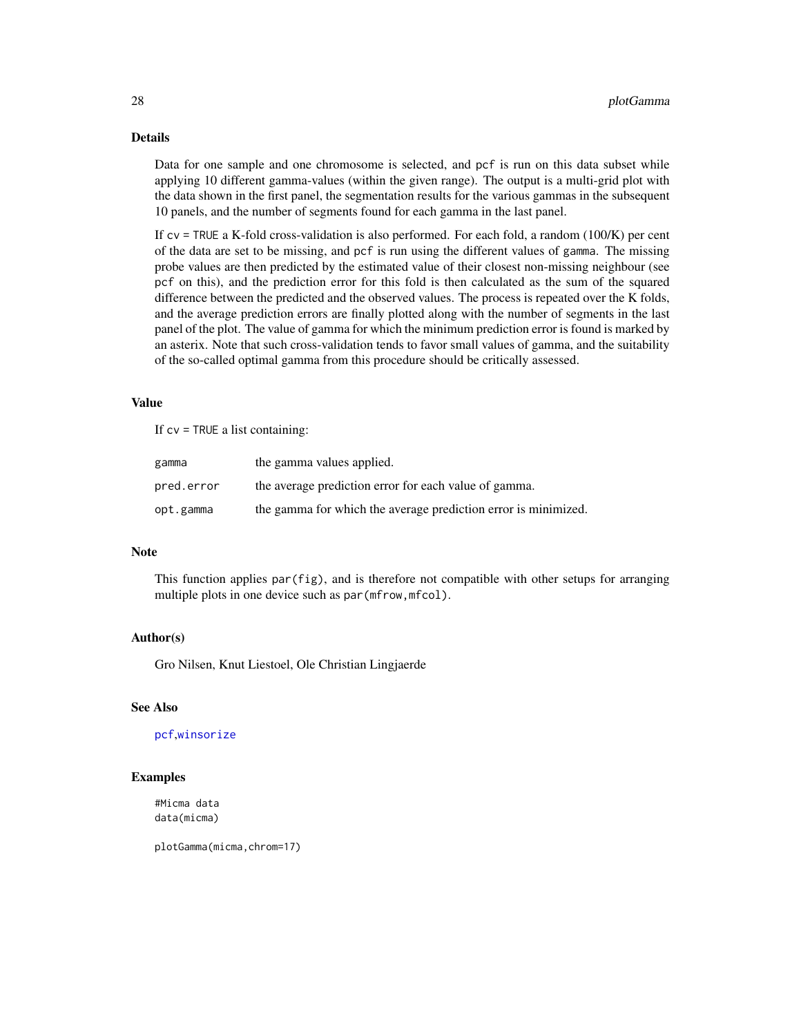## Details

Data for one sample and one chromosome is selected, and `pcf` is run on this data subset while applying 10 different gamma-values (within the given range). The output is a multi-grid plot with the data shown in the first panel, the segmentation results for the various gammas in the subsequent 10 panels, and the number of segments found for each gamma in the last panel.

If `cv = TRUE` a K-fold cross-validation is also performed. For each fold, a random (100/K) per cent of the data are set to be missing, and `pcf` is run using the different values of `gamma`. The missing probe values are then predicted by the estimated value of their closest non-missing neighbour (see `pcf` on this), and the prediction error for this fold is then calculated as the sum of the squared difference between the predicted and the observed values. The process is repeated over the K folds, and the average prediction errors are finally plotted along with the number of segments in the last panel of the plot. The value of gamma for which the minimum prediction error is found is marked by an asterix. Note that such cross-validation tends to favor small values of gamma, and the suitability of the so-called optimal gamma from this procedure should be critically assessed.

## Value

If `cv = TRUE` a list containing:

| | |
|---|---|
| `gamma` | the gamma values applied. |
| `pred.error` | the average prediction error for each value of gamma. |
| `opt.gamma` | the gamma for which the average prediction error is minimized. |

## Note

This function applies `par(fig)`, and is therefore not compatible with other setups for arranging multiple plots in one device such as `par(mfrow,mfcol)`.

## Author(s)

Gro Nilsen, Knut Liestoel, Ole Christian Lingjaerde

## See Also

`pcf`,`winsorize`

## Examples

```
#Micma data
data(micma)

plotGamma(micma,chrom=17)
```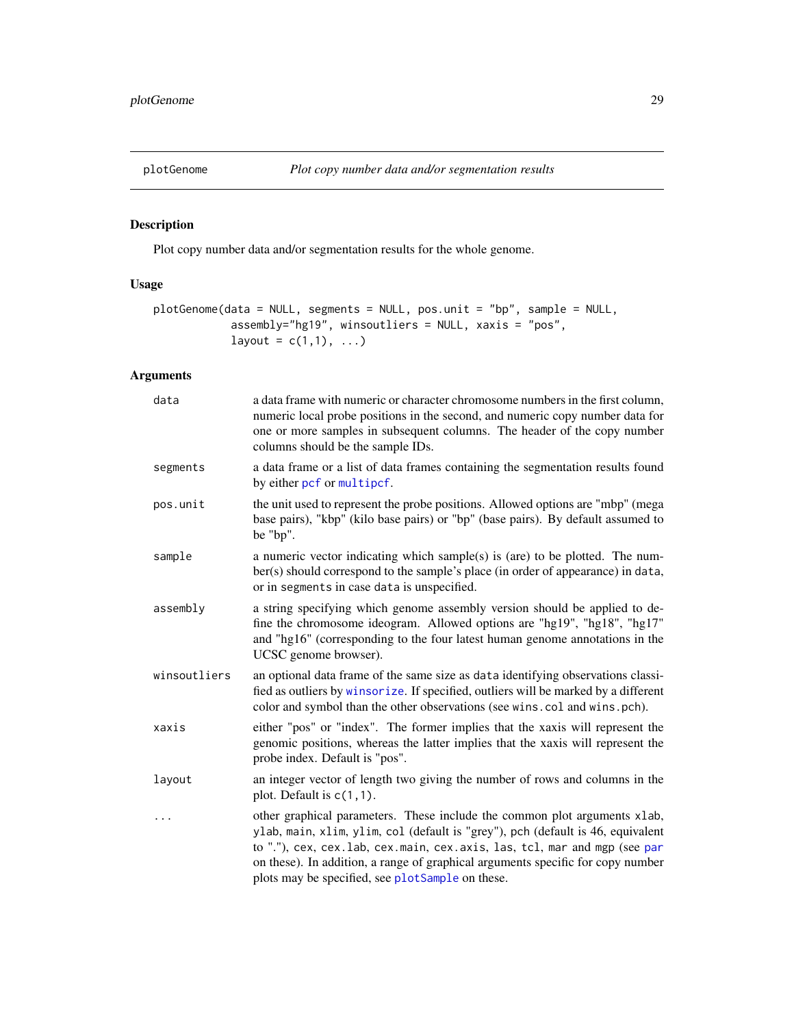# plotGenome — *Plot copy number data and/or segmentation results*

## Description

Plot copy number data and/or segmentation results for the whole genome.

## Usage

```
plotGenome(data = NULL, segments = NULL, pos.unit = "bp", sample = NULL,
           assembly="hg19", winsoutliers = NULL, xaxis = "pos",
           layout = c(1,1), ...)
```

## Arguments

| | |
|---|---|
| `data` | a data frame with numeric or character chromosome numbers in the first column, numeric local probe positions in the second, and numeric copy number data for one or more samples in subsequent columns. The header of the copy number columns should be the sample IDs. |
| `segments` | a data frame or a list of data frames containing the segmentation results found by either `pcf` or `multipcf`. |
| `pos.unit` | the unit used to represent the probe positions. Allowed options are "mbp" (mega base pairs), "kbp" (kilo base pairs) or "bp" (base pairs). By default assumed to be "bp". |
| `sample` | a numeric vector indicating which sample(s) is (are) to be plotted. The number(s) should correspond to the sample's place (in order of appearance) in `data`, or in `segments` in case `data` is unspecified. |
| `assembly` | a string specifying which genome assembly version should be applied to define the chromosome ideogram. Allowed options are "hg19", "hg18", "hg17" and "hg16" (corresponding to the four latest human genome annotations in the UCSC genome browser). |
| `winsoutliers` | an optional data frame of the same size as `data` identifying observations classified as outliers by `winsorize`. If specified, outliers will be marked by a different color and symbol than the other observations (see `wins.col` and `wins.pch`). |
| `xaxis` | either "pos" or "index". The former implies that the xaxis will represent the genomic positions, whereas the latter implies that the xaxis will represent the probe index. Default is "pos". |
| `layout` | an integer vector of length two giving the number of rows and columns in the plot. Default is `c(1,1)`. |
| `...` | other graphical parameters. These include the common plot arguments `xlab`, `ylab`, `main`, `xlim`, `ylim`, `col` (default is "grey"), `pch` (default is 46, equivalent to "."), `cex`, `cex.lab`, `cex.main`, `cex.axis`, `las`, `tcl`, `mar` and `mgp` (see `par` on these). In addition, a range of graphical arguments specific for copy number plots may be specified, see `plotSample` on these. |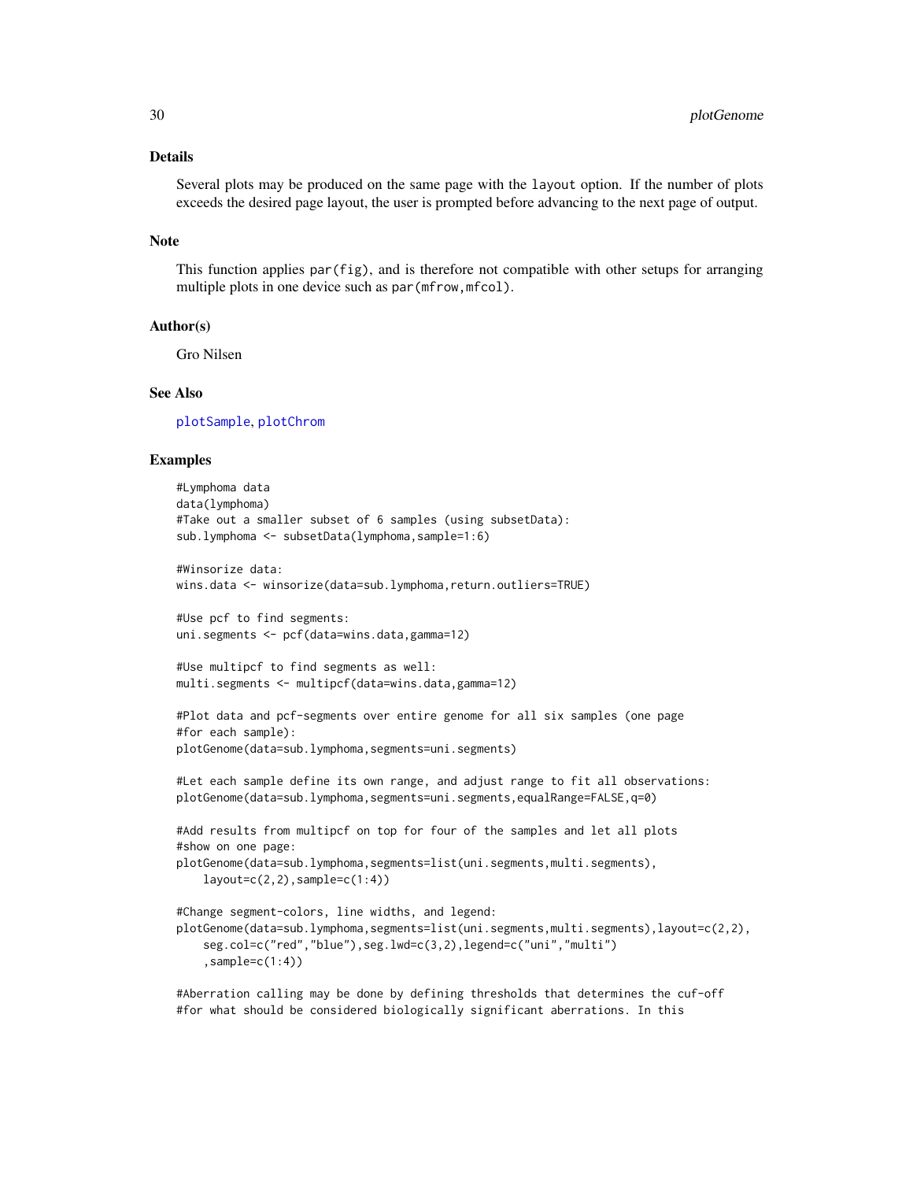## Details

Several plots may be produced on the same page with the `layout` option. If the number of plots exceeds the desired page layout, the user is prompted before advancing to the next page of output.

## Note

This function applies `par(fig)`, and is therefore not compatible with other setups for arranging multiple plots in one device such as `par(mfrow,mfcol)`.

## Author(s)

Gro Nilsen

## See Also

plotSample, plotChrom

## Examples

```
#Lymphoma data
data(lymphoma)
#Take out a smaller subset of 6 samples (using subsetData):
sub.lymphoma <- subsetData(lymphoma,sample=1:6)

#Winsorize data:
wins.data <- winsorize(data=sub.lymphoma,return.outliers=TRUE)

#Use pcf to find segments:
uni.segments <- pcf(data=wins.data,gamma=12)

#Use multipcf to find segments as well:
multi.segments <- multipcf(data=wins.data,gamma=12)

#Plot data and pcf-segments over entire genome for all six samples (one page
#for each sample):
plotGenome(data=sub.lymphoma,segments=uni.segments)

#Let each sample define its own range, and adjust range to fit all observations:
plotGenome(data=sub.lymphoma,segments=uni.segments,equalRange=FALSE,q=0)

#Add results from multipcf on top for four of the samples and let all plots
#show on one page:
plotGenome(data=sub.lymphoma,segments=list(uni.segments,multi.segments),
    layout=c(2,2),sample=c(1:4))

#Change segment-colors, line widths, and legend:
plotGenome(data=sub.lymphoma,segments=list(uni.segments,multi.segments),layout=c(2,2),
    seg.col=c("red","blue"),seg.lwd=c(3,2),legend=c("uni","multi")
    ,sample=c(1:4))

#Aberration calling may be done by defining thresholds that determines the cuf-off
#for what should be considered biologically significant aberrations. In this
```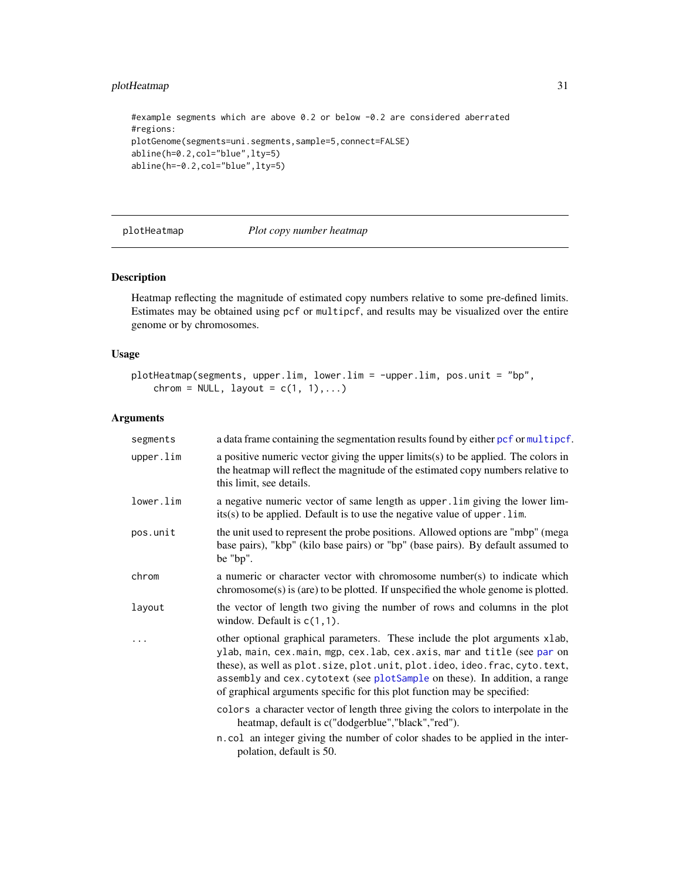```
#example segments which are above 0.2 or below -0.2 are considered aberrated
#regions:
plotGenome(segments=uni.segments,sample=5,connect=FALSE)
abline(h=0.2,col="blue",lty=5)
abline(h=-0.2,col="blue",lty=5)
```

## plotHeatmap *Plot copy number heatmap*

### Description

Heatmap reflecting the magnitude of estimated copy numbers relative to some pre-defined limits. Estimates may be obtained using pcf or multipcf, and results may be visualized over the entire genome or by chromosomes.

### Usage

```
plotHeatmap(segments, upper.lim, lower.lim = -upper.lim, pos.unit = "bp",
    chrom = NULL, layout = c(1, 1),...)
```

### Arguments

| | |
|---|---|
| segments | a data frame containing the segmentation results found by either pcf or multipcf. |
| upper.lim | a positive numeric vector giving the upper limits(s) to be applied. The colors in the heatmap will reflect the magnitude of the estimated copy numbers relative to this limit, see details. |
| lower.lim | a negative numeric vector of same length as upper.lim giving the lower limits(s) to be applied. Default is to use the negative value of upper.lim. |
| pos.unit | the unit used to represent the probe positions. Allowed options are "mbp" (mega base pairs), "kbp" (kilo base pairs) or "bp" (base pairs). By default assumed to be "bp". |
| chrom | a numeric or character vector with chromosome number(s) to indicate which chromosome(s) is (are) to be plotted. If unspecified the whole genome is plotted. |
| layout | the vector of length two giving the number of rows and columns in the plot window. Default is c(1,1). |
| ... | other optional graphical parameters. These include the plot arguments xlab, ylab, main, cex.main, mgp, cex.lab, cex.axis, mar and title (see par on these), as well as plot.size, plot.unit, plot.ideo, ideo.frac, cyto.text, assembly and cex.cytotext (see plotSample on these). In addition, a range of graphical arguments specific for this plot function may be specified:<br>colors a character vector of length three giving the colors to interpolate in the heatmap, default is c("dodgerblue","black","red").<br>n.col an integer giving the number of color shades to be applied in the interpolation, default is 50. |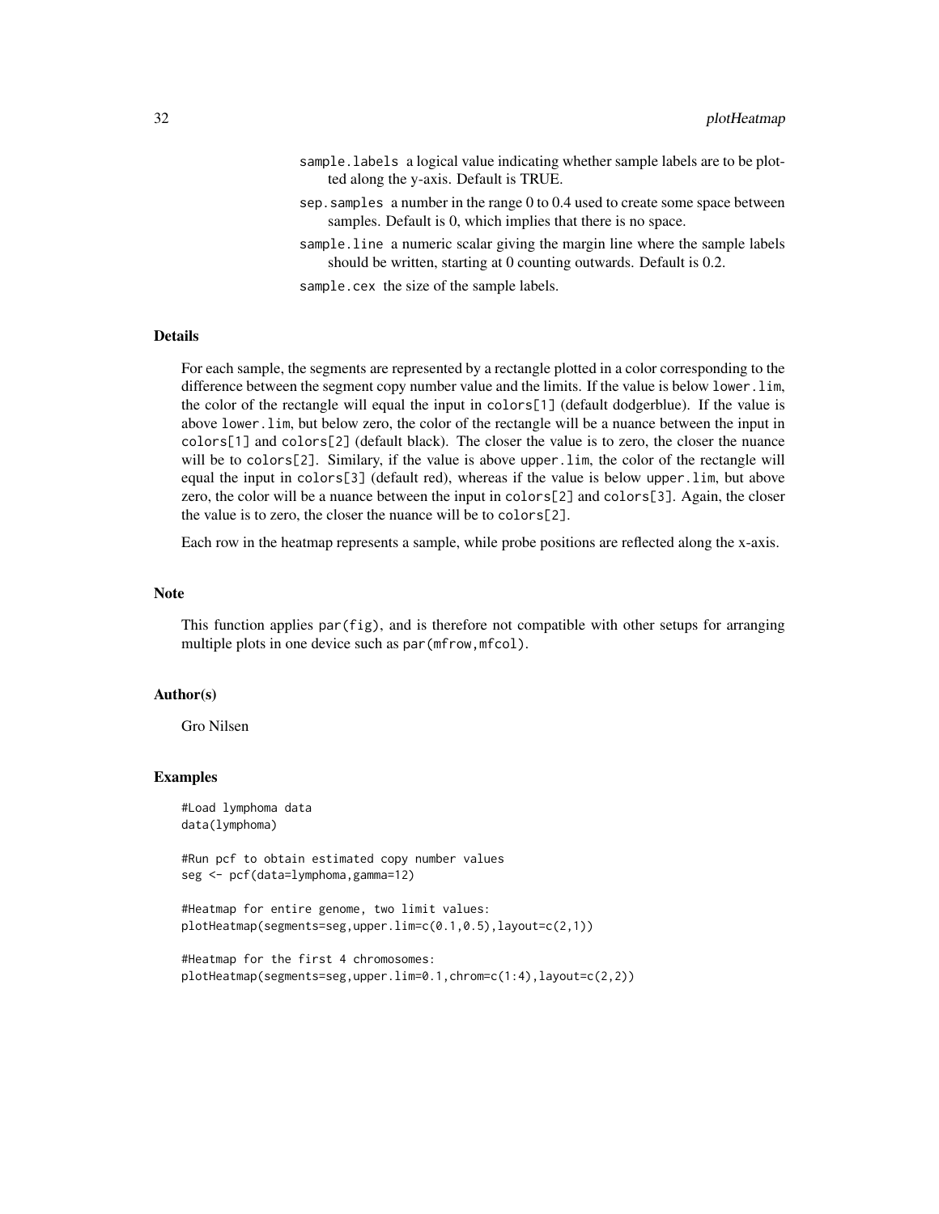sample.labels a logical value indicating whether sample labels are to be plotted along the y-axis. Default is TRUE.

sep.samples a number in the range 0 to 0.4 used to create some space between samples. Default is 0, which implies that there is no space.

sample.line a numeric scalar giving the margin line where the sample labels should be written, starting at 0 counting outwards. Default is 0.2.

sample.cex the size of the sample labels.

## Details

For each sample, the segments are represented by a rectangle plotted in a color corresponding to the difference between the segment copy number value and the limits. If the value is below `lower.lim`, the color of the rectangle will equal the input in `colors[1]` (default dodgerblue). If the value is above `lower.lim`, but below zero, the color of the rectangle will be a nuance between the input in `colors[1]` and `colors[2]` (default black). The closer the value is to zero, the closer the nuance will be to `colors[2]`. Similary, if the value is above `upper.lim`, the color of the rectangle will equal the input in `colors[3]` (default red), whereas if the value is below `upper.lim`, but above zero, the color will be a nuance between the input in `colors[2]` and `colors[3]`. Again, the closer the value is to zero, the closer the nuance will be to `colors[2]`.

Each row in the heatmap represents a sample, while probe positions are reflected along the x-axis.

## Note

This function applies `par(fig)`, and is therefore not compatible with other setups for arranging multiple plots in one device such as `par(mfrow,mfcol)`.

## Author(s)

Gro Nilsen

## Examples

```
#Load lymphoma data
data(lymphoma)

#Run pcf to obtain estimated copy number values
seg <- pcf(data=lymphoma,gamma=12)

#Heatmap for entire genome, two limit values:
plotHeatmap(segments=seg,upper.lim=c(0.1,0.5),layout=c(2,1))

#Heatmap for the first 4 chromosomes:
plotHeatmap(segments=seg,upper.lim=0.1,chrom=c(1:4),layout=c(2,2))
```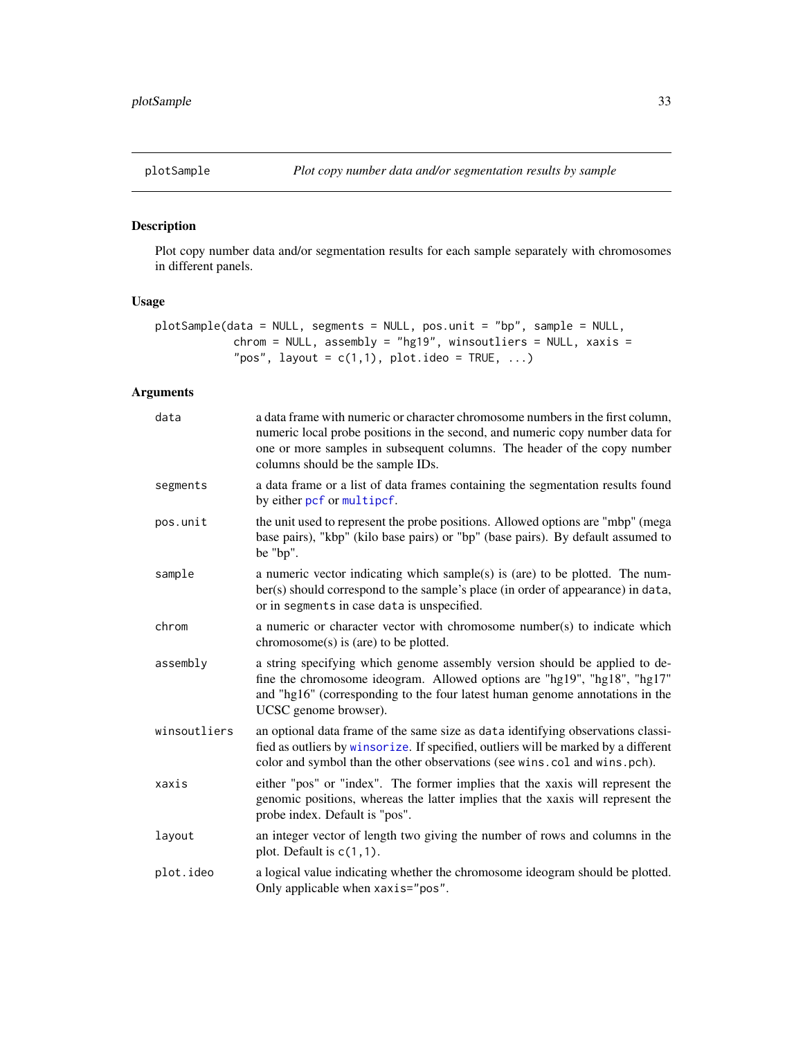# plotSample — *Plot copy number data and/or segmentation results by sample*

## Description

Plot copy number data and/or segmentation results for each sample separately with chromosomes in different panels.

## Usage

```
plotSample(data = NULL, segments = NULL, pos.unit = "bp", sample = NULL,
           chrom = NULL, assembly = "hg19", winsoutliers = NULL, xaxis =
           "pos", layout = c(1,1), plot.ideo = TRUE, ...)
```

## Arguments

| Argument | Description |
|---|---|
| `data` | a data frame with numeric or character chromosome numbers in the first column, numeric local probe positions in the second, and numeric copy number data for one or more samples in subsequent columns. The header of the copy number columns should be the sample IDs. |
| `segments` | a data frame or a list of data frames containing the segmentation results found by either `pcf` or `multipcf`. |
| `pos.unit` | the unit used to represent the probe positions. Allowed options are "mbp" (mega base pairs), "kbp" (kilo base pairs) or "bp" (base pairs). By default assumed to be "bp". |
| `sample` | a numeric vector indicating which sample(s) is (are) to be plotted. The number(s) should correspond to the sample's place (in order of appearance) in `data`, or in `segments` in case `data` is unspecified. |
| `chrom` | a numeric or character vector with chromosome number(s) to indicate which chromosome(s) is (are) to be plotted. |
| `assembly` | a string specifying which genome assembly version should be applied to define the chromosome ideogram. Allowed options are "hg19", "hg18", "hg17" and "hg16" (corresponding to the four latest human genome annotations in the UCSC genome browser). |
| `winsoutliers` | an optional data frame of the same size as `data` identifying observations classified as outliers by `winsorize`. If specified, outliers will be marked by a different color and symbol than the other observations (see `wins.col` and `wins.pch`). |
| `xaxis` | either "pos" or "index". The former implies that the xaxis will represent the genomic positions, whereas the latter implies that the xaxis will represent the probe index. Default is "pos". |
| `layout` | an integer vector of length two giving the number of rows and columns in the plot. Default is `c(1,1)`. |
| `plot.ideo` | a logical value indicating whether the chromosome ideogram should be plotted. Only applicable when `xaxis="pos"`. |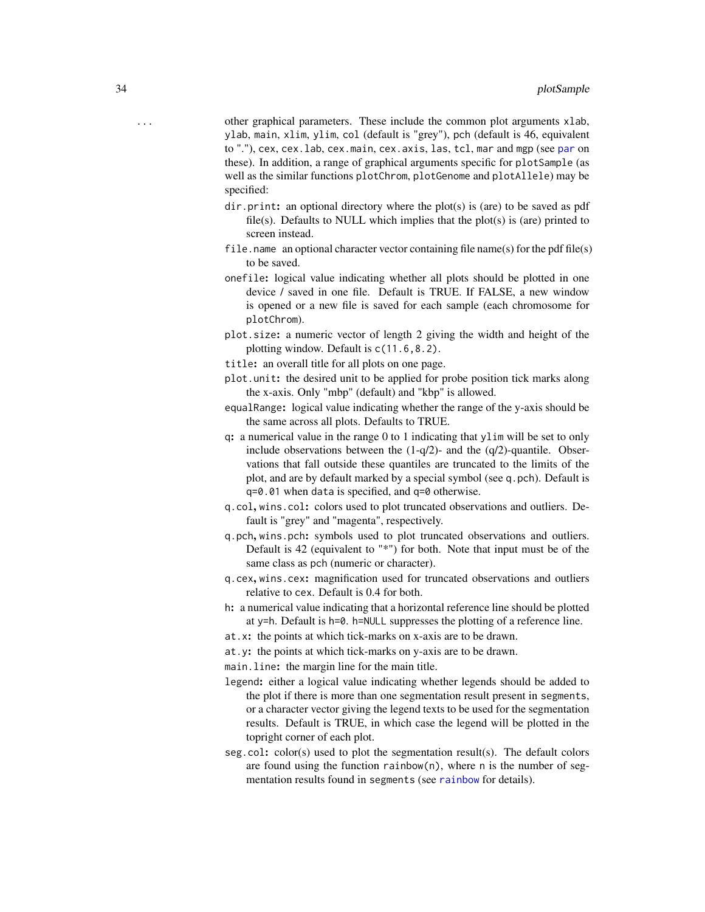`...` other graphical parameters. These include the common plot arguments `xlab`, `ylab`, `main`, `xlim`, `ylim`, `col` (default is "grey"), `pch` (default is 46, equivalent to "."), `cex`, `cex.lab`, `cex.main`, `cex.axis`, `las`, `tcl`, `mar` and `mgp` (see `par` on these). In addition, a range of graphical arguments specific for `plotSample` (as well as the similar functions `plotChrom`, `plotGenome` and `plotAllele`) may be specified:

- `dir.print`**:** an optional directory where the plot(s) is (are) to be saved as pdf file(s). Defaults to NULL which implies that the plot(s) is (are) printed to screen instead.
- `file.name` an optional character vector containing file name(s) for the pdf file(s) to be saved.
- `onefile`**:** logical value indicating whether all plots should be plotted in one device / saved in one file. Default is TRUE. If FALSE, a new window is opened or a new file is saved for each sample (each chromosome for `plotChrom`).
- `plot.size`**:** a numeric vector of length 2 giving the width and height of the plotting window. Default is `c(11.6,8.2)`.
- `title`**:** an overall title for all plots on one page.
- `plot.unit`**:** the desired unit to be applied for probe position tick marks along the x-axis. Only "mbp" (default) and "kbp" is allowed.
- `equalRange`**:** logical value indicating whether the range of the y-axis should be the same across all plots. Defaults to TRUE.
- `q`**:** a numerical value in the range 0 to 1 indicating that `ylim` will be set to only include observations between the (1-q/2)- and the (q/2)-quantile. Observations that fall outside these quantiles are truncated to the limits of the plot, and are by default marked by a special symbol (see `q.pch`). Default is `q=0.01` when `data` is specified, and `q=0` otherwise.
- `q.col`**,** `wins.col`**:** colors used to plot truncated observations and outliers. Default is "grey" and "magenta", respectively.
- `q.pch`**,** `wins.pch`**:** symbols used to plot truncated observations and outliers. Default is 42 (equivalent to "*") for both. Note that input must be of the same class as `pch` (numeric or character).
- `q.cex`**,** `wins.cex`**:** magnification used for truncated observations and outliers relative to `cex`. Default is 0.4 for both.
- `h`**:** a numerical value indicating that a horizontal reference line should be plotted at `y=h`. Default is `h=0`. `h=NULL` suppresses the plotting of a reference line.
- `at.x`**:** the points at which tick-marks on x-axis are to be drawn.
- `at.y`**:** the points at which tick-marks on y-axis are to be drawn.
- `main.line`**:** the margin line for the main title.
- `legend`**:** either a logical value indicating whether legends should be added to the plot if there is more than one segmentation result present in `segments`, or a character vector giving the legend texts to be used for the segmentation results. Default is TRUE, in which case the legend will be plotted in the topright corner of each plot.
- `seg.col`**:** color(s) used to plot the segmentation result(s). The default colors are found using the function `rainbow(n)`, where `n` is the number of segmentation results found in `segments` (see `rainbow` for details).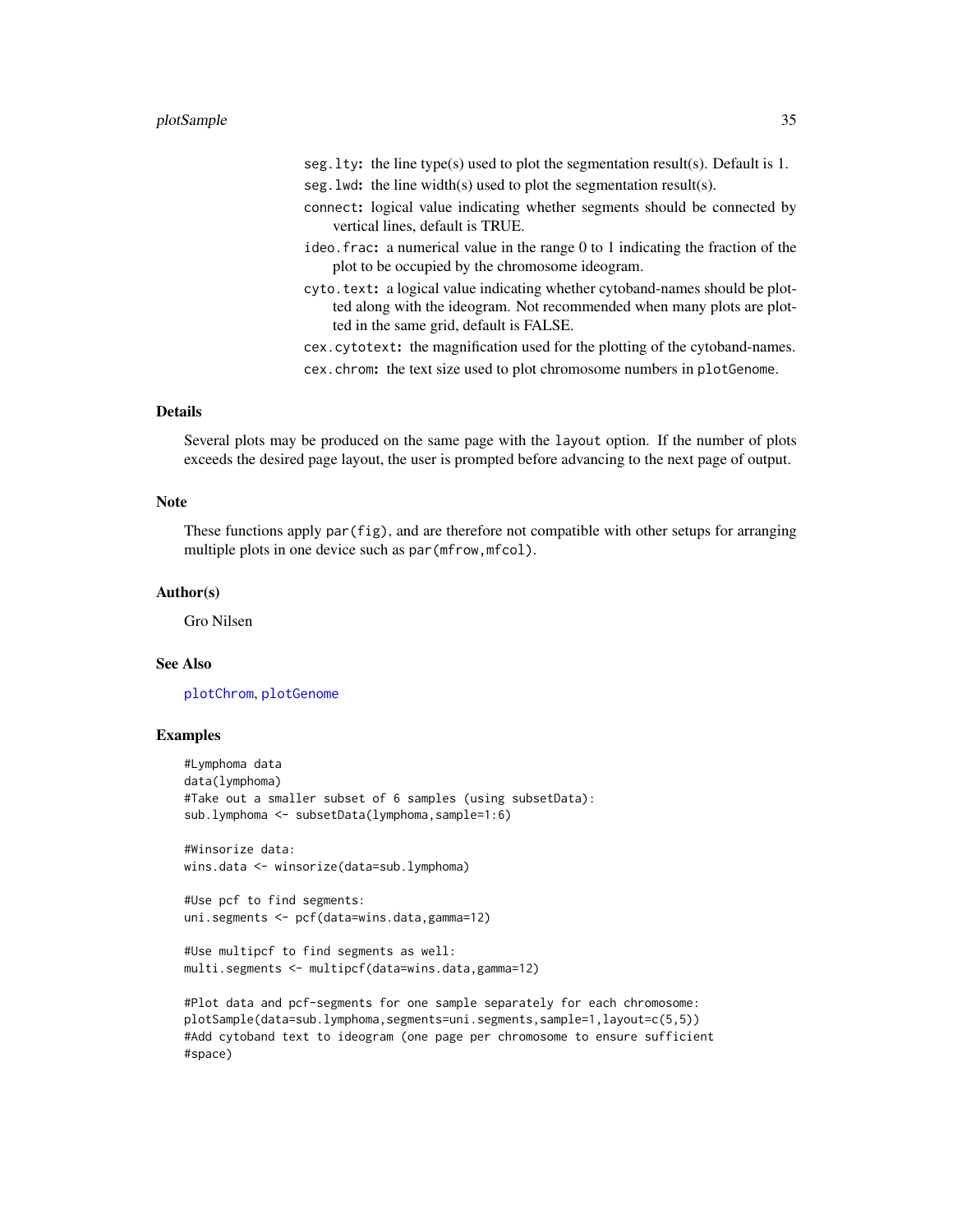- `seg.lty`: the line type(s) used to plot the segmentation result(s). Default is 1.
- `seg.lwd`: the line width(s) used to plot the segmentation result(s).
- `connect`: logical value indicating whether segments should be connected by vertical lines, default is TRUE.
- `ideo.frac`: a numerical value in the range 0 to 1 indicating the fraction of the plot to be occupied by the chromosome ideogram.
- `cyto.text`: a logical value indicating whether cytoband-names should be plotted along with the ideogram. Not recommended when many plots are plotted in the same grid, default is FALSE.
- `cex.cytotext`: the magnification used for the plotting of the cytoband-names.
- `cex.chrom`: the text size used to plot chromosome numbers in `plotGenome`.

## Details

Several plots may be produced on the same page with the `layout` option. If the number of plots exceeds the desired page layout, the user is prompted before advancing to the next page of output.

## Note

These functions apply `par(fig)`, and are therefore not compatible with other setups for arranging multiple plots in one device such as `par(mfrow,mfcol)`.

## Author(s)

Gro Nilsen

## See Also

`plotChrom`, `plotGenome`

## Examples

```
#Lymphoma data
data(lymphoma)
#Take out a smaller subset of 6 samples (using subsetData):
sub.lymphoma <- subsetData(lymphoma,sample=1:6)

#Winsorize data:
wins.data <- winsorize(data=sub.lymphoma)

#Use pcf to find segments:
uni.segments <- pcf(data=wins.data,gamma=12)

#Use multipcf to find segments as well:
multi.segments <- multipcf(data=wins.data,gamma=12)

#Plot data and pcf-segments for one sample separately for each chromosome:
plotSample(data=sub.lymphoma,segments=uni.segments,sample=1,layout=c(5,5))
#Add cytoband text to ideogram (one page per chromosome to ensure sufficient
#space)
```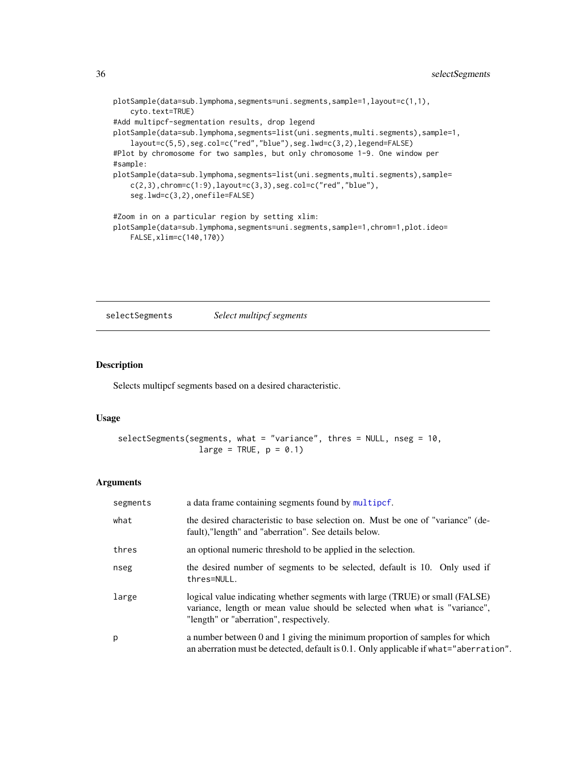```
plotSample(data=sub.lymphoma,segments=uni.segments,sample=1,layout=c(1,1),
    cyto.text=TRUE)
#Add multipcf-segmentation results, drop legend
plotSample(data=sub.lymphoma,segments=list(uni.segments,multi.segments),sample=1,
    layout=c(5,5),seg.col=c("red","blue"),seg.lwd=c(3,2),legend=FALSE)
#Plot by chromosome for two samples, but only chromosome 1-9. One window per
#sample:
plotSample(data=sub.lymphoma,segments=list(uni.segments,multi.segments),sample=
    c(2,3),chrom=c(1:9),layout=c(3,3),seg.col=c("red","blue"),
    seg.lwd=c(3,2),onefile=FALSE)

#Zoom in on a particular region by setting xlim:
plotSample(data=sub.lymphoma,segments=uni.segments,sample=1,chrom=1,plot.ideo=
    FALSE,xlim=c(140,170))
```

---

## selectSegments — *Select multipcf segments*

### Description

Selects multipcf segments based on a desired characteristic.

### Usage

```
selectSegments(segments, what = "variance", thres = NULL, nseg = 10,
               large = TRUE, p = 0.1)
```

### Arguments

| | |
|---|---|
| `segments` | a data frame containing segments found by `multipcf`. |
| `what` | the desired characteristic to base selection on. Must be one of "variance" (default),"length" and "aberration". See details below. |
| `thres` | an optional numeric threshold to be applied in the selection. |
| `nseg` | the desired number of segments to be selected, default is 10. Only used if `thres=NULL`. |
| `large` | logical value indicating whether segments with large (TRUE) or small (FALSE) variance, length or mean value should be selected when `what` is "variance", "length" or "aberration", respectively. |
| `p` | a number between 0 and 1 giving the minimum proportion of samples for which an aberration must be detected, default is 0.1. Only applicable if `what="aberration"`. |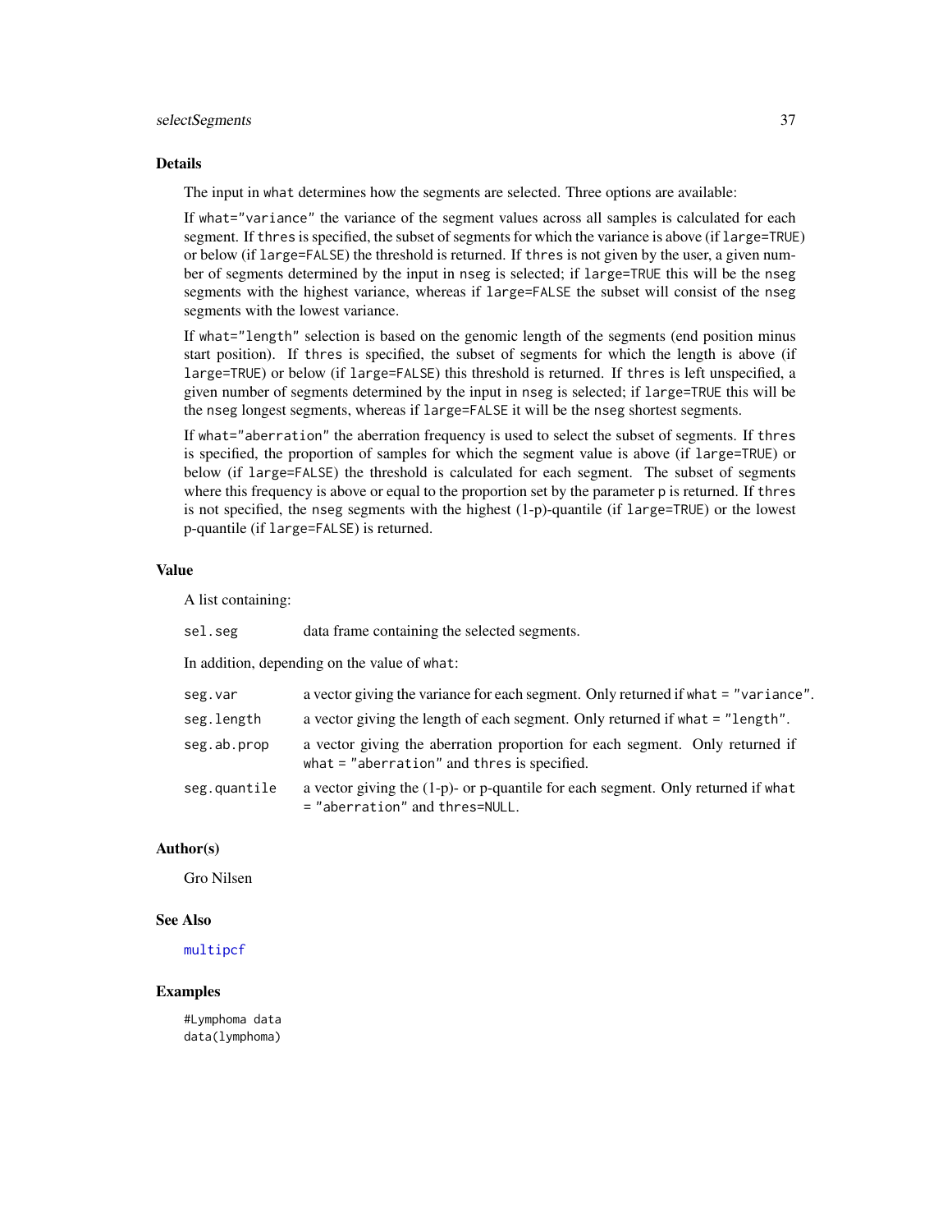## Details

The input in `what` determines how the segments are selected. Three options are available:

If `what="variance"` the variance of the segment values across all samples is calculated for each segment. If `thres` is specified, the subset of segments for which the variance is above (if `large=TRUE`) or below (if `large=FALSE`) the threshold is returned. If `thres` is not given by the user, a given number of segments determined by the input in `nseg` is selected; if `large=TRUE` this will be the `nseg` segments with the highest variance, whereas if `large=FALSE` the subset will consist of the `nseg` segments with the lowest variance.

If `what="length"` selection is based on the genomic length of the segments (end position minus start position). If `thres` is specified, the subset of segments for which the length is above (if `large=TRUE`) or below (if `large=FALSE`) this threshold is returned. If `thres` is left unspecified, a given number of segments determined by the input in `nseg` is selected; if `large=TRUE` this will be the `nseg` longest segments, whereas if `large=FALSE` it will be the `nseg` shortest segments.

If `what="aberration"` the aberration frequency is used to select the subset of segments. If `thres` is specified, the proportion of samples for which the segment value is above (if `large=TRUE`) or below (if `large=FALSE`) the threshold is calculated for each segment. The subset of segments where this frequency is above or equal to the proportion set by the parameter `p` is returned. If `thres` is not specified, the `nseg` segments with the highest (1-p)-quantile (if `large=TRUE`) or the lowest p-quantile (if `large=FALSE`) is returned.

## Value

A list containing:

`sel.seg` data frame containing the selected segments.

In addition, depending on the value of `what`:

`seg.var` a vector giving the variance for each segment. Only returned if `what = "variance"`.

`seg.length` a vector giving the length of each segment. Only returned if `what = "length"`.

`seg.ab.prop` a vector giving the aberration proportion for each segment. Only returned if `what = "aberration"` and `thres` is specified.

`seg.quantile` a vector giving the (1-p)- or p-quantile for each segment. Only returned if `what = "aberration"` and `thres=NULL`.

## Author(s)

Gro Nilsen

## See Also

multipcf

## Examples

```
#Lymphoma data
data(lymphoma)
```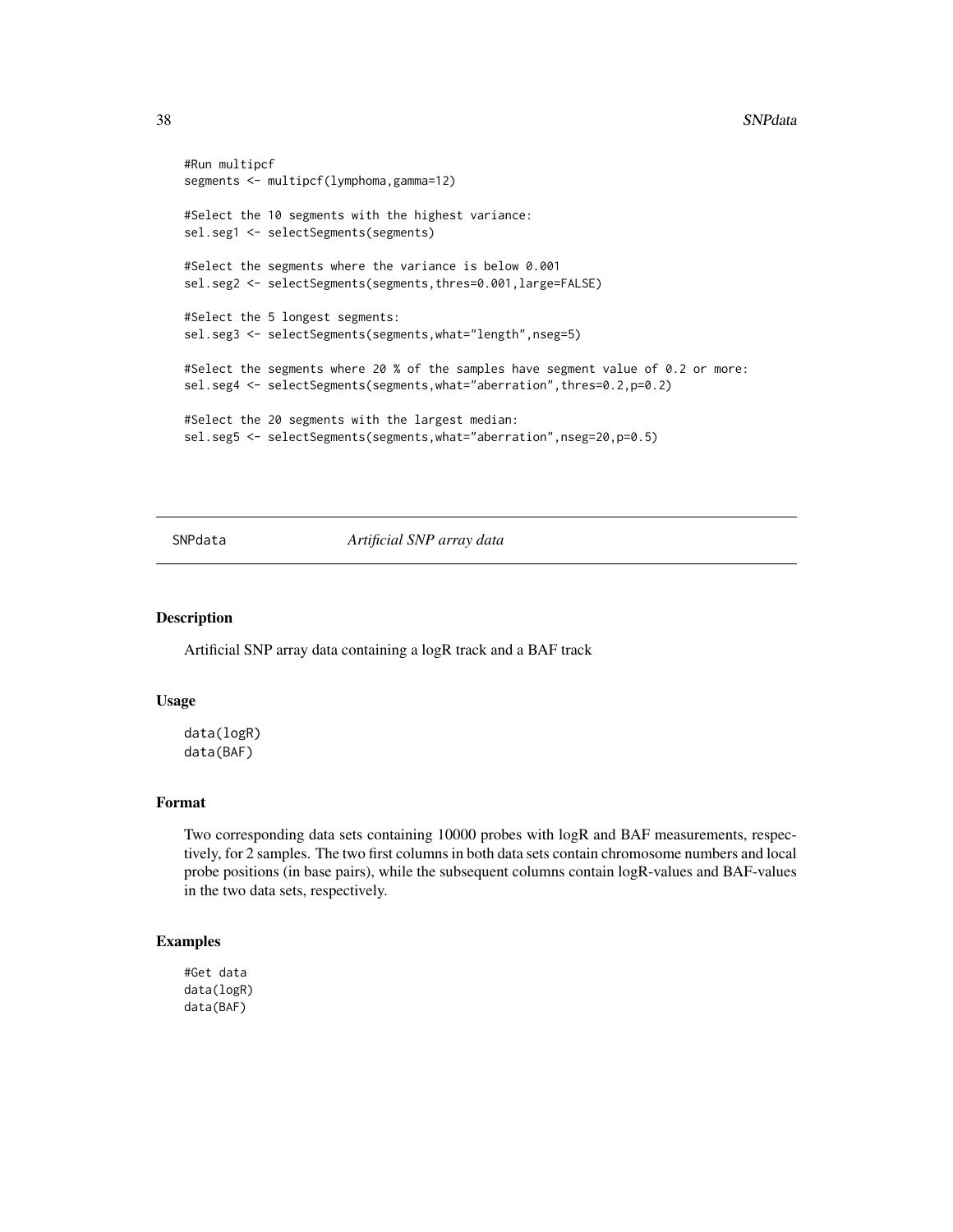```
#Run multipcf
segments <- multipcf(lymphoma,gamma=12)

#Select the 10 segments with the highest variance:
sel.seg1 <- selectSegments(segments)

#Select the segments where the variance is below 0.001
sel.seg2 <- selectSegments(segments,thres=0.001,large=FALSE)

#Select the 5 longest segments:
sel.seg3 <- selectSegments(segments,what="length",nseg=5)

#Select the segments where 20 % of the samples have segment value of 0.2 or more:
sel.seg4 <- selectSegments(segments,what="aberration",thres=0.2,p=0.2)

#Select the 20 segments with the largest median:
sel.seg5 <- selectSegments(segments,what="aberration",nseg=20,p=0.5)
```

## SNPdata *Artificial SNP array data*

### Description

Artificial SNP array data containing a logR track and a BAF track

### Usage

```
data(logR)
data(BAF)
```

### Format

Two corresponding data sets containing 10000 probes with logR and BAF measurements, respectively, for 2 samples. The two first columns in both data sets contain chromosome numbers and local probe positions (in base pairs), while the subsequent columns contain logR-values and BAF-values in the two data sets, respectively.

### Examples

```
#Get data
data(logR)
data(BAF)
```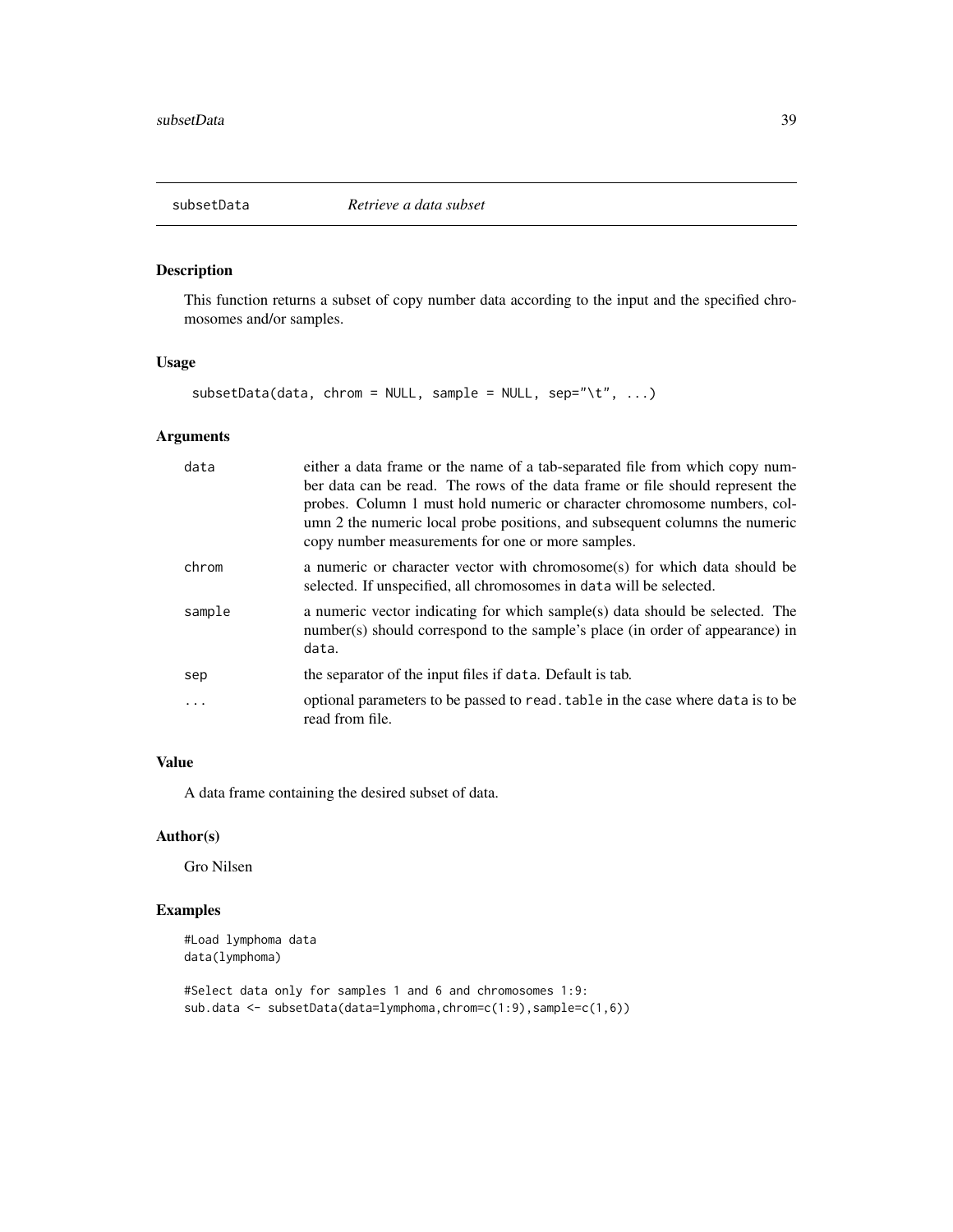## subsetData — *Retrieve a data subset*

### Description

This function returns a subset of copy number data according to the input and the specified chromosomes and/or samples.

### Usage

```
subsetData(data, chrom = NULL, sample = NULL, sep="\t", ...)
```

### Arguments

| | |
|---|---|
| `data` | either a data frame or the name of a tab-separated file from which copy number data can be read. The rows of the data frame or file should represent the probes. Column 1 must hold numeric or character chromosome numbers, column 2 the numeric local probe positions, and subsequent columns the numeric copy number measurements for one or more samples. |
| `chrom` | a numeric or character vector with chromosome(s) for which data should be selected. If unspecified, all chromosomes in `data` will be selected. |
| `sample` | a numeric vector indicating for which sample(s) data should be selected. The number(s) should correspond to the sample's place (in order of appearance) in `data`. |
| `sep` | the separator of the input files if `data`. Default is tab. |
| `...` | optional parameters to be passed to `read.table` in the case where `data` is to be read from file. |

### Value

A data frame containing the desired subset of data.

### Author(s)

Gro Nilsen

### Examples

```
#Load lymphoma data
data(lymphoma)

#Select data only for samples 1 and 6 and chromosomes 1:9:
sub.data <- subsetData(data=lymphoma,chrom=c(1:9),sample=c(1,6))
```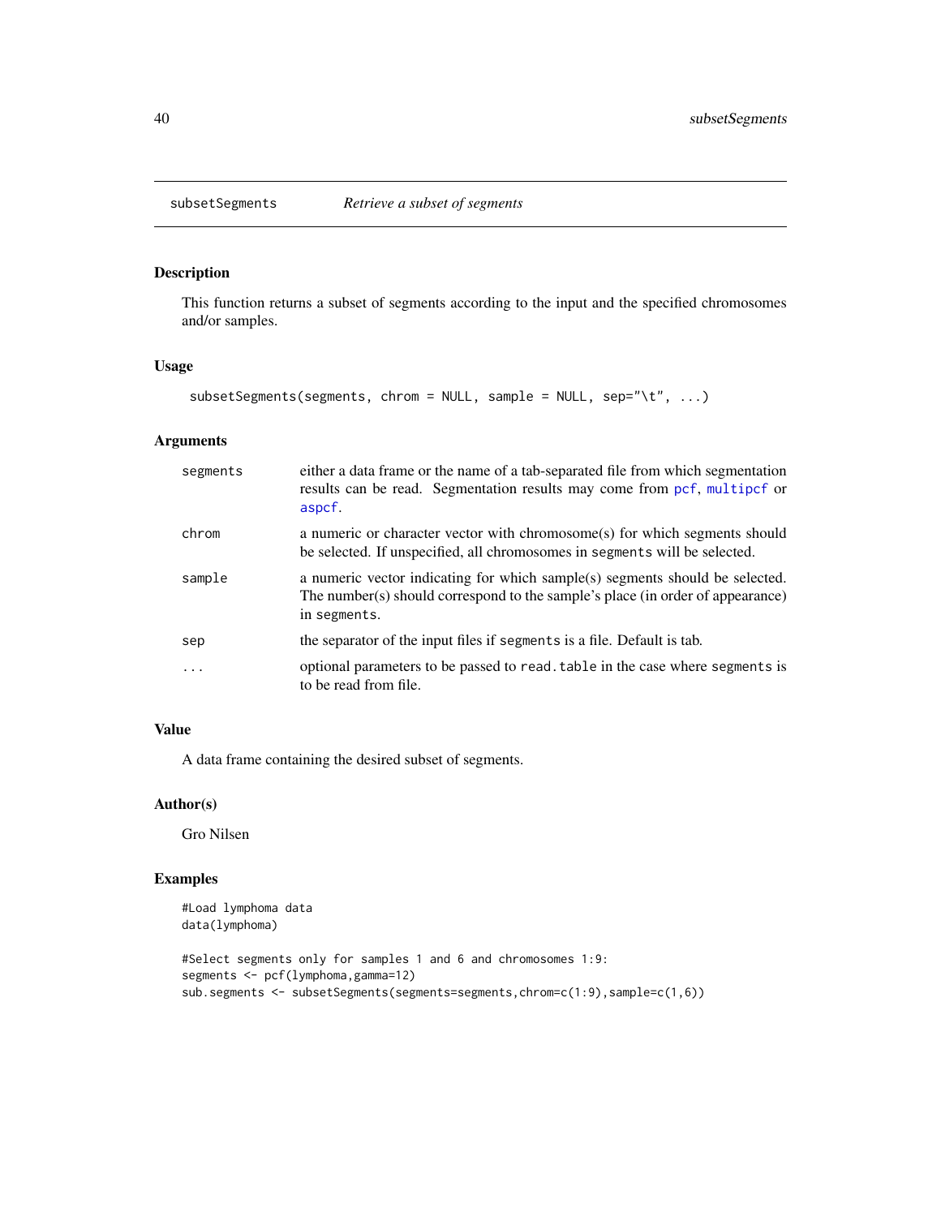## subsetSegments    *Retrieve a subset of segments*

### Description

This function returns a subset of segments according to the input and the specified chromosomes and/or samples.

### Usage

```
subsetSegments(segments, chrom = NULL, sample = NULL, sep="\t", ...)
```

### Arguments

| | |
|---|---|
| `segments` | either a data frame or the name of a tab-separated file from which segmentation results can be read. Segmentation results may come from `pcf`, `multipcf` or `aspcf`. |
| `chrom` | a numeric or character vector with chromosome(s) for which segments should be selected. If unspecified, all chromosomes in `segments` will be selected. |
| `sample` | a numeric vector indicating for which sample(s) segments should be selected. The number(s) should correspond to the sample's place (in order of appearance) in `segments`. |
| `sep` | the separator of the input files if `segments` is a file. Default is tab. |
| `...` | optional parameters to be passed to `read.table` in the case where `segments` is to be read from file. |

### Value

A data frame containing the desired subset of segments.

### Author(s)

Gro Nilsen

### Examples

```
#Load lymphoma data
data(lymphoma)

#Select segments only for samples 1 and 6 and chromosomes 1:9:
segments <- pcf(lymphoma,gamma=12)
sub.segments <- subsetSegments(segments=segments,chrom=c(1:9),sample=c(1,6))
```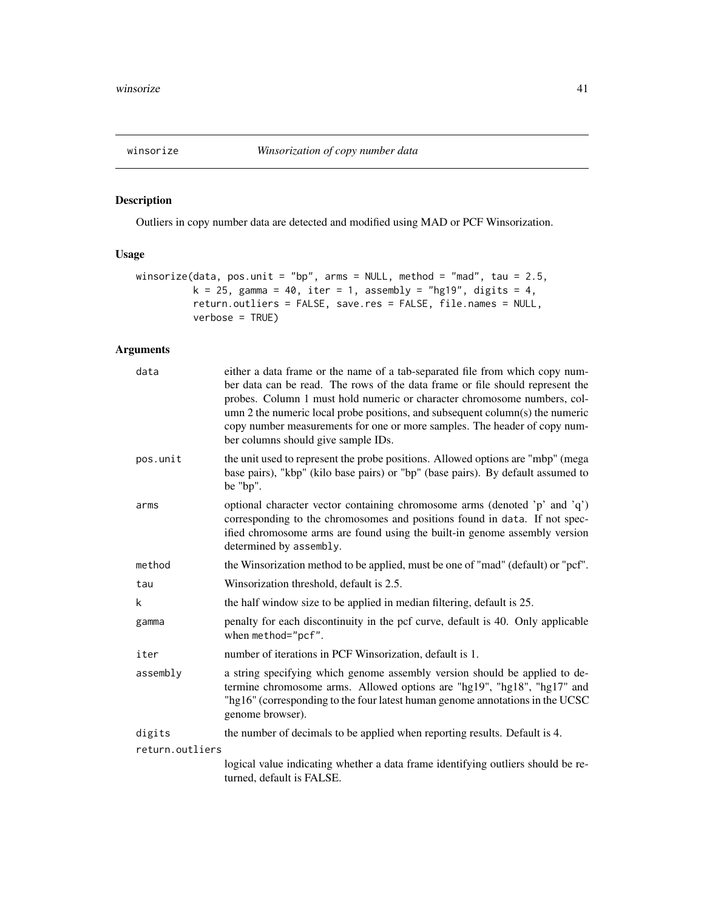## winsorize *Winsorization of copy number data*

### Description

Outliers in copy number data are detected and modified using MAD or PCF Winsorization.

### Usage

```
winsorize(data, pos.unit = "bp", arms = NULL, method = "mad", tau = 2.5,
          k = 25, gamma = 40, iter = 1, assembly = "hg19", digits = 4,
          return.outliers = FALSE, save.res = FALSE, file.names = NULL,
          verbose = TRUE)
```

### Arguments

| | |
|---|---|
| `data` | either a data frame or the name of a tab-separated file from which copy number data can be read. The rows of the data frame or file should represent the probes. Column 1 must hold numeric or character chromosome numbers, column 2 the numeric local probe positions, and subsequent column(s) the numeric copy number measurements for one or more samples. The header of copy number columns should give sample IDs. |
| `pos.unit` | the unit used to represent the probe positions. Allowed options are "mbp" (mega base pairs), "kbp" (kilo base pairs) or "bp" (base pairs). By default assumed to be "bp". |
| `arms` | optional character vector containing chromosome arms (denoted 'p' and 'q') corresponding to the chromosomes and positions found in `data`. If not specified chromosome arms are found using the built-in genome assembly version determined by `assembly`. |
| `method` | the Winsorization method to be applied, must be one of "mad" (default) or "pcf". |
| `tau` | Winsorization threshold, default is 2.5. |
| `k` | the half window size to be applied in median filtering, default is 25. |
| `gamma` | penalty for each discontinuity in the pcf curve, default is 40. Only applicable when `method="pcf"`. |
| `iter` | number of iterations in PCF Winsorization, default is 1. |
| `assembly` | a string specifying which genome assembly version should be applied to determine chromosome arms. Allowed options are "hg19", "hg18", "hg17" and "hg16" (corresponding to the four latest human genome annotations in the UCSC genome browser). |
| `digits` | the number of decimals to be applied when reporting results. Default is 4. |
| `return.outliers` | logical value indicating whether a data frame identifying outliers should be returned, default is FALSE. |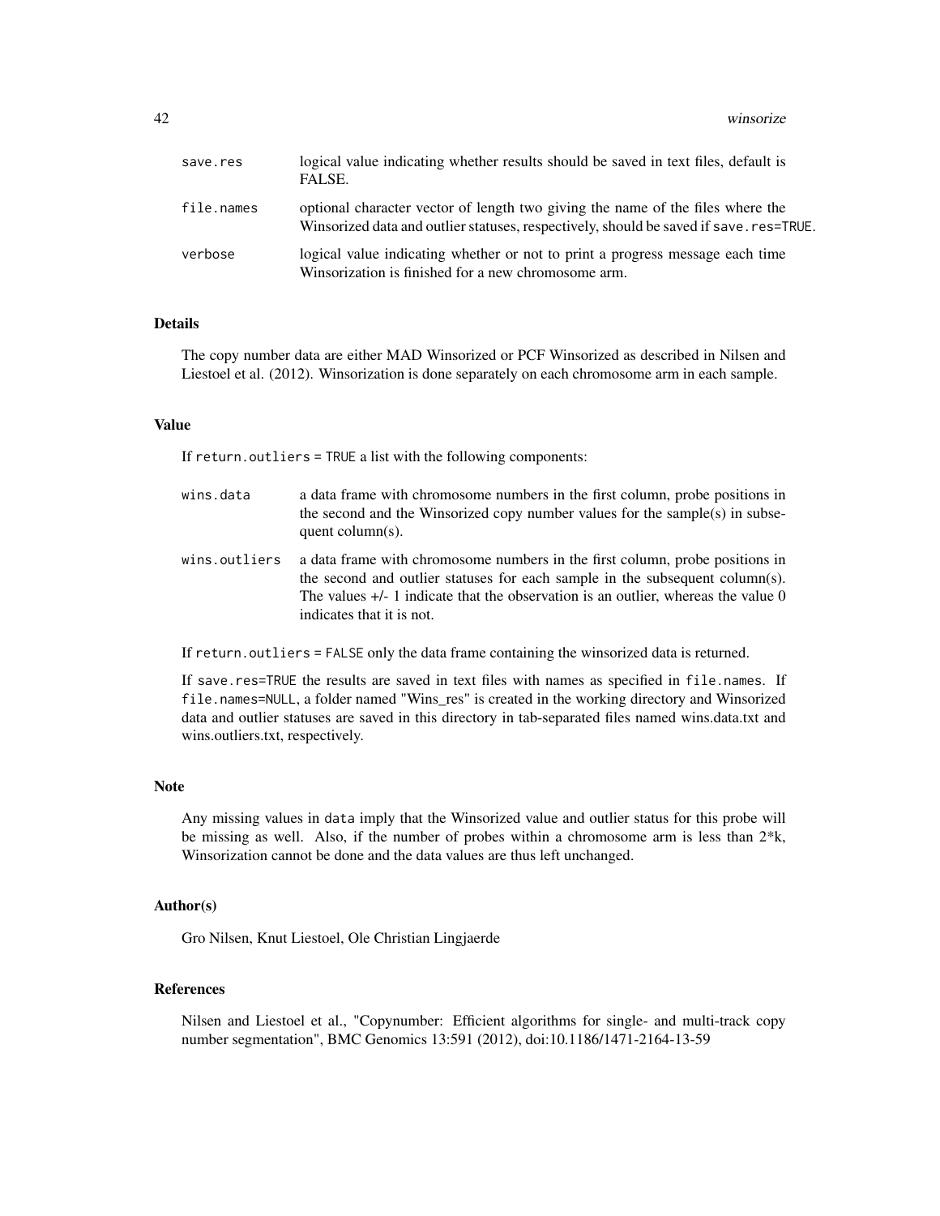| | |
|---|---|
| `save.res` | logical value indicating whether results should be saved in text files, default is FALSE. |
| `file.names` | optional character vector of length two giving the name of the files where the Winsorized data and outlier statuses, respectively, should be saved if `save.res=TRUE`. |
| `verbose` | logical value indicating whether or not to print a progress message each time Winsorization is finished for a new chromosome arm. |

## Details

The copy number data are either MAD Winsorized or PCF Winsorized as described in Nilsen and Liestoel et al. (2012). Winsorization is done separately on each chromosome arm in each sample.

## Value

If `return.outliers = TRUE` a list with the following components:

| | |
|---|---|
| `wins.data` | a data frame with chromosome numbers in the first column, probe positions in the second and the Winsorized copy number values for the sample(s) in subsequent column(s). |
| `wins.outliers` | a data frame with chromosome numbers in the first column, probe positions in the second and outlier statuses for each sample in the subsequent column(s). The values +/- 1 indicate that the observation is an outlier, whereas the value 0 indicates that it is not. |

If `return.outliers = FALSE` only the data frame containing the winsorized data is returned.

If `save.res=TRUE` the results are saved in text files with names as specified in `file.names`. If `file.names=NULL`, a folder named "Wins_res" is created in the working directory and Winsorized data and outlier statuses are saved in this directory in tab-separated files named wins.data.txt and wins.outliers.txt, respectively.

## Note

Any missing values in `data` imply that the Winsorized value and outlier status for this probe will be missing as well. Also, if the number of probes within a chromosome arm is less than 2*k, Winsorization cannot be done and the data values are thus left unchanged.

## Author(s)

Gro Nilsen, Knut Liestoel, Ole Christian Lingjaerde

## References

Nilsen and Liestoel et al., "Copynumber: Efficient algorithms for single- and multi-track copy number segmentation", BMC Genomics 13:591 (2012), doi:10.1186/1471-2164-13-59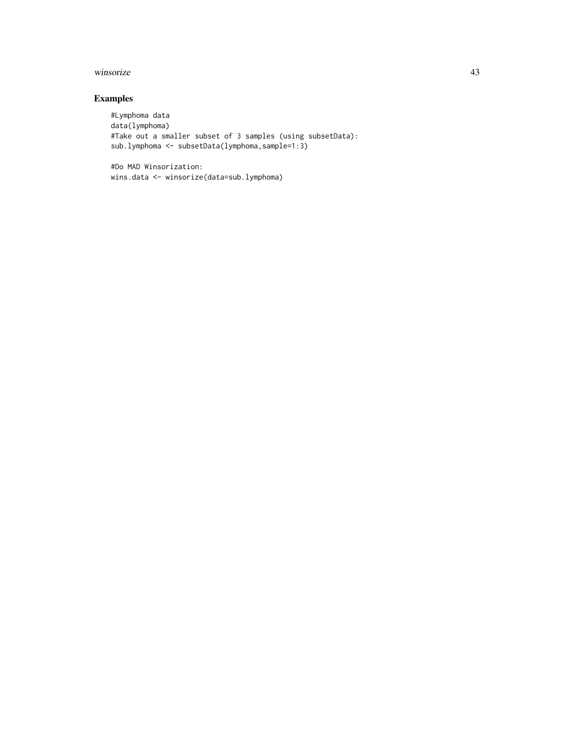## Examples

```
#Lymphoma data
data(lymphoma)
#Take out a smaller subset of 3 samples (using subsetData):
sub.lymphoma <- subsetData(lymphoma,sample=1:3)

#Do MAD Winsorization:
wins.data <- winsorize(data=sub.lymphoma)
```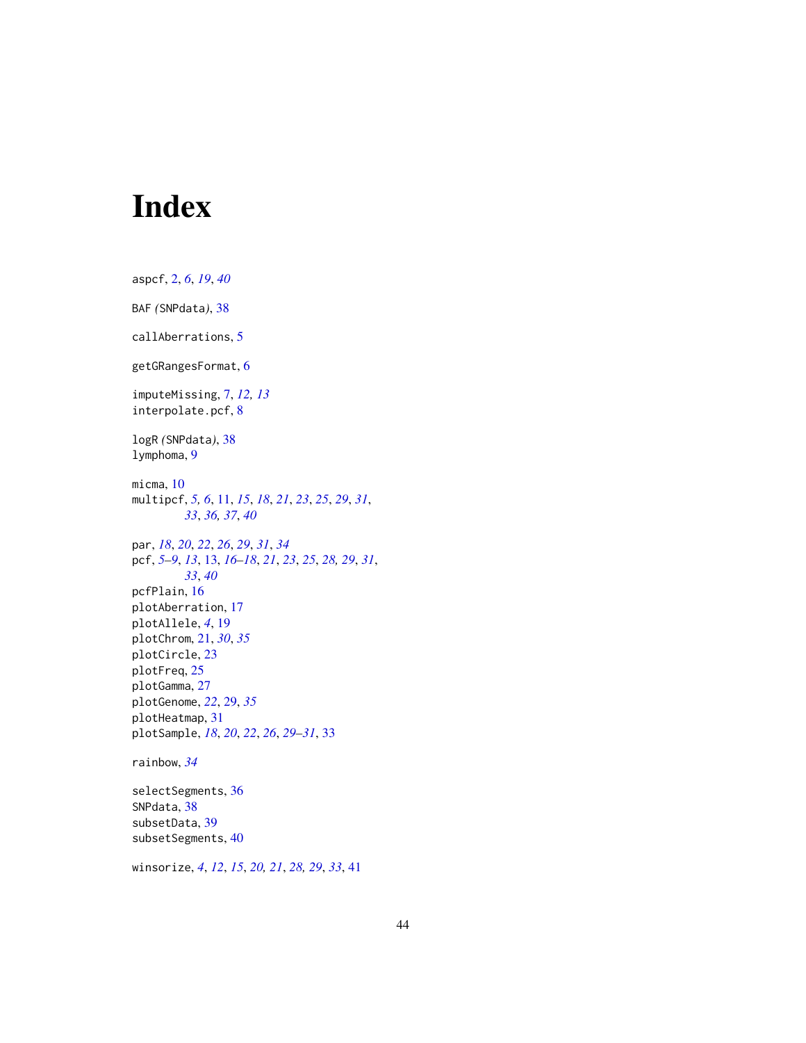# Index

aspcf, 2, *6*, *19*, *40*

BAF (SNPdata), 38

callAberrations, 5

getGRangesFormat, 6

imputeMissing, 7, *12, 13*
interpolate.pcf, 8

logR (SNPdata), 38
lymphoma, 9

micma, 10
multipcf, *5, 6*, 11, *15*, *18*, *21*, *23*, *25*, *29*, *31*, *33*, *36, 37*, *40*

par, *18*, *20*, *22*, *26*, *29*, *31*, *34*
pcf, *5–9*, *13*, 13, *16–18*, *21*, *23*, *25*, *28, 29*, *31*, *33*, *40*
pcfPlain, 16
plotAberration, 17
plotAllele, *4*, 19
plotChrom, 21, *30*, *35*
plotCircle, 23
plotFreq, 25
plotGamma, 27
plotGenome, *22*, 29, *35*
plotHeatmap, 31
plotSample, *18*, *20*, *22*, *26*, *29–31*, 33

rainbow, *34*

selectSegments, 36
SNPdata, 38
subsetData, 39
subsetSegments, 40

winsorize, *4*, *12*, *15*, *20, 21*, *28, 29*, *33*, 41